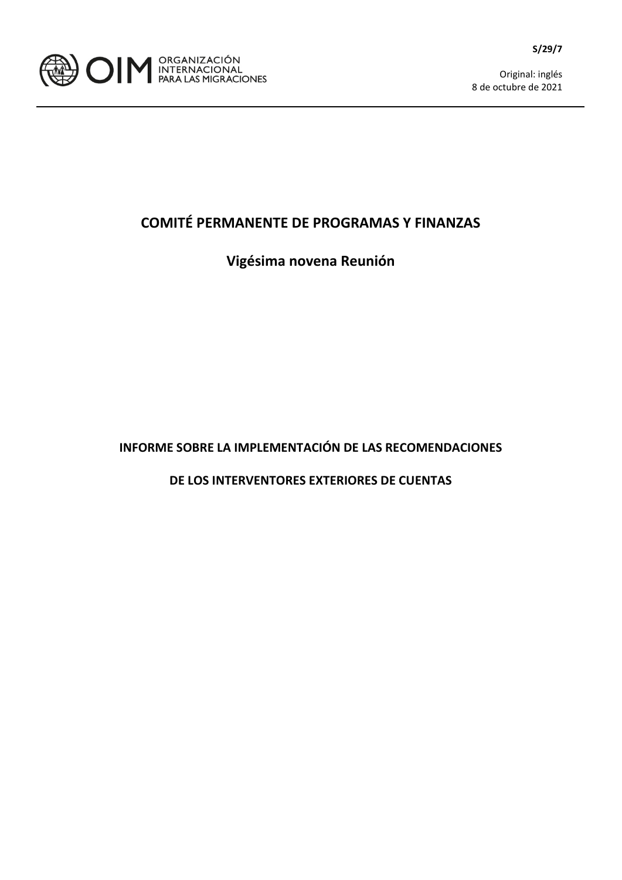ORGANIZACIÓN INTERNACIONAL PARA LAS MIGRACIONES

**S/29/7**

Original: inglés
8 de octubre de 2021

# COMITÉ PERMANENTE DE PROGRAMAS Y FINANZAS

## Vigésima novena Reunión

**INFORME SOBRE LA IMPLEMENTACIÓN DE LAS RECOMENDACIONES**

**DE LOS INTERVENTORES EXTERIORES DE CUENTAS**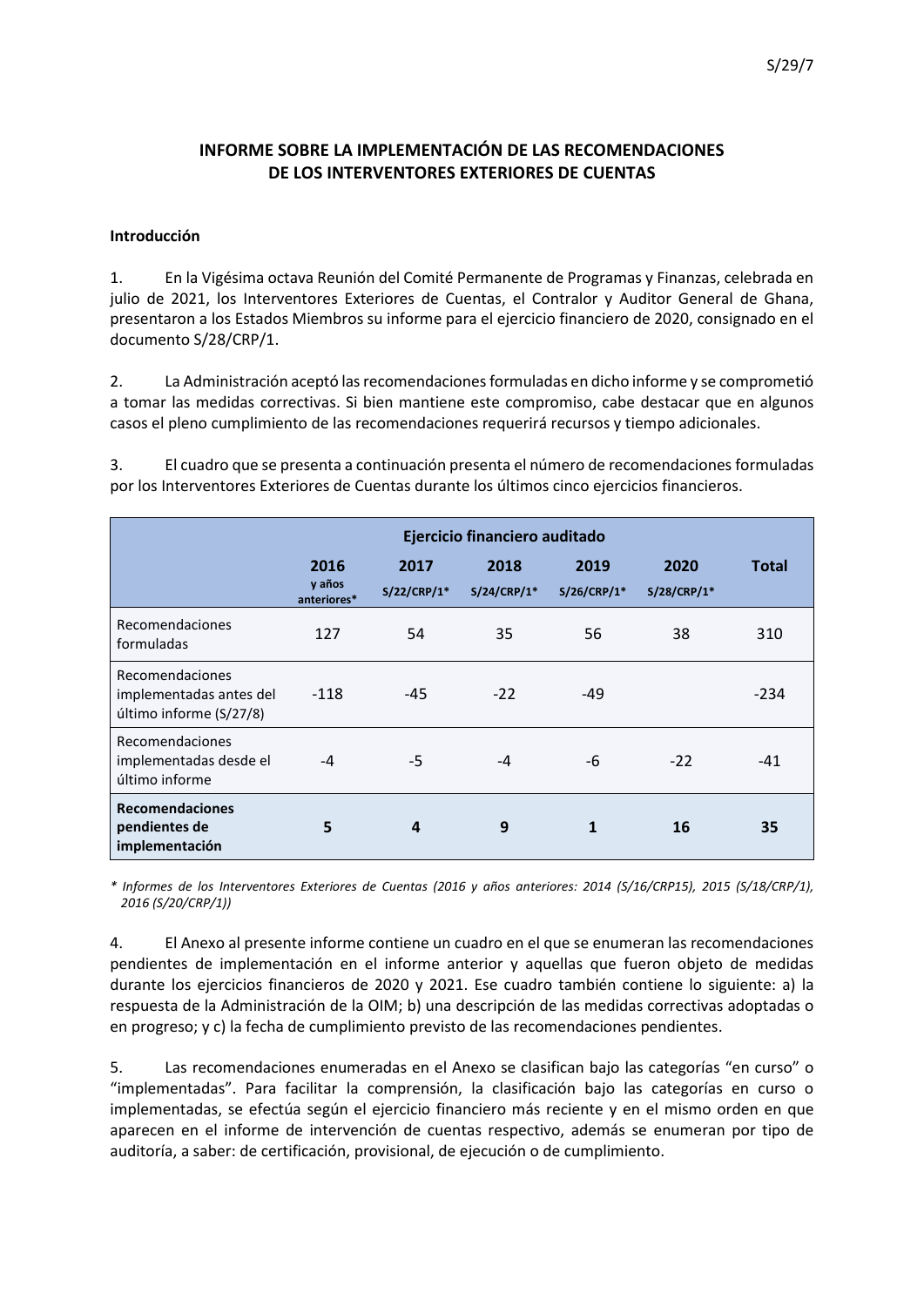S/29/7

# INFORME SOBRE LA IMPLEMENTACIÓN DE LAS RECOMENDACIONES DE LOS INTERVENTORES EXTERIORES DE CUENTAS

**Introducción**

1. En la Vigésima octava Reunión del Comité Permanente de Programas y Finanzas, celebrada en julio de 2021, los Interventores Exteriores de Cuentas, el Contralor y Auditor General de Ghana, presentaron a los Estados Miembros su informe para el ejercicio financiero de 2020, consignado en el documento S/28/CRP/1.

2. La Administración aceptó las recomendaciones formuladas en dicho informe y se comprometió a tomar las medidas correctivas. Si bien mantiene este compromiso, cabe destacar que en algunos casos el pleno cumplimiento de las recomendaciones requerirá recursos y tiempo adicionales.

3. El cuadro que se presenta a continuación presenta el número de recomendaciones formuladas por los Interventores Exteriores de Cuentas durante los últimos cinco ejercicios financieros.

| | Ejercicio financiero auditado | | | | | |
|---|---|---|---|---|---|---|
| | **2016** y años anteriores* | **2017** S/22/CRP/1* | **2018** S/24/CRP/1* | **2019** S/26/CRP/1* | **2020** S/28/CRP/1* | **Total** |
| Recomendaciones formuladas | 127 | 54 | 35 | 56 | 38 | 310 |
| Recomendaciones implementadas antes del último informe (S/27/8) | -118 | -45 | -22 | -49 | | -234 |
| Recomendaciones implementadas desde el último informe | -4 | -5 | -4 | -6 | -22 | -41 |
| **Recomendaciones pendientes de implementación** | **5** | **4** | **9** | **1** | **16** | **35** |

*\* Informes de los Interventores Exteriores de Cuentas (2016 y años anteriores: 2014 (S/16/CRP15), 2015 (S/18/CRP/1), 2016 (S/20/CRP/1))*

4. El Anexo al presente informe contiene un cuadro en el que se enumeran las recomendaciones pendientes de implementación en el informe anterior y aquellas que fueron objeto de medidas durante los ejercicios financieros de 2020 y 2021. Ese cuadro también contiene lo siguiente: a) la respuesta de la Administración de la OIM; b) una descripción de las medidas correctivas adoptadas o en progreso; y c) la fecha de cumplimiento previsto de las recomendaciones pendientes.

5. Las recomendaciones enumeradas en el Anexo se clasifican bajo las categorías "en curso" o "implementadas". Para facilitar la comprensión, la clasificación bajo las categorías en curso o implementadas, se efectúa según el ejercicio financiero más reciente y en el mismo orden en que aparecen en el informe de intervención de cuentas respectivo, además se enumeran por tipo de auditoría, a saber: de certificación, provisional, de ejecución o de cumplimiento.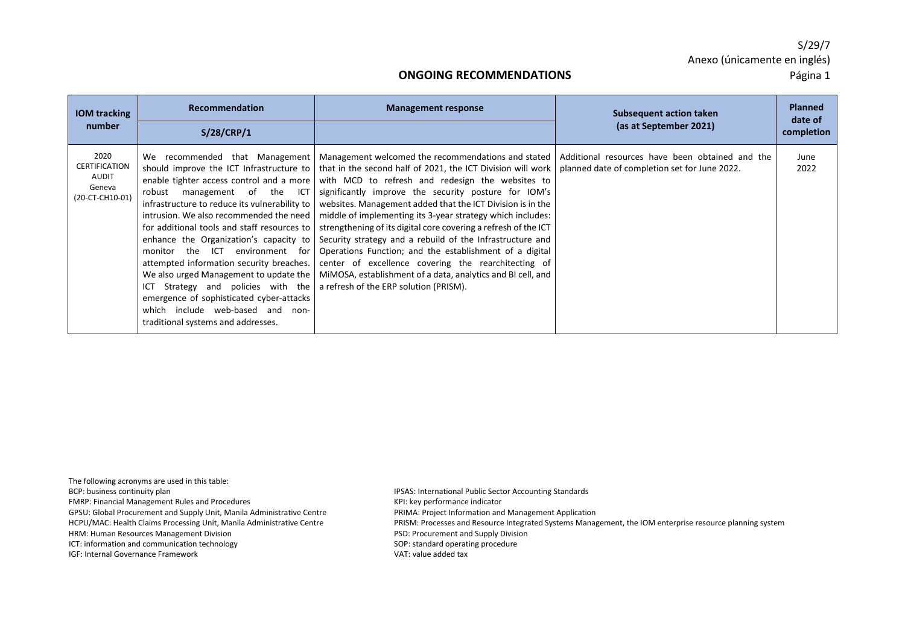## ONGOING RECOMMENDATIONS

| IOM tracking number | Recommendation<br>S/28/CRP/1 | Management response | Subsequent action taken (as at September 2021) | Planned date of completion |
|---|---|---|---|---|
| 2020 CERTIFICATION AUDIT Geneva (20-CT-CH10-01) | We recommended that Management should improve the ICT Infrastructure to enable tighter access control and a more robust management of the ICT infrastructure to reduce its vulnerability to intrusion. We also recommended the need for additional tools and staff resources to enhance the Organization's capacity to monitor the ICT environment for attempted information security breaches. We also urged Management to update the ICT Strategy and policies with the emergence of sophisticated cyber-attacks which include web-based and non-traditional systems and addresses. | Management welcomed the recommendations and stated that in the second half of 2021, the ICT Division will work with MCD to refresh and redesign the websites to significantly improve the security posture for IOM's websites. Management added that the ICT Division is in the middle of implementing its 3-year strategy which includes: strengthening of its digital core covering a refresh of the ICT Security strategy and a rebuild of the Infrastructure and Operations Function; and the establishment of a digital center of excellence covering the rearchitecting of MiMOSA, establishment of a data, analytics and BI cell, and a refresh of the ERP solution (PRISM). | Additional resources have been obtained and the planned date of completion set for June 2022. | June 2022 |

The following acronyms are used in this table:

BCP: business continuity plan
FMRP: Financial Management Rules and Procedures
GPSU: Global Procurement and Supply Unit, Manila Administrative Centre
HCPU/MAC: Health Claims Processing Unit, Manila Administrative Centre
HRM: Human Resources Management Division
ICT: information and communication technology
IGF: Internal Governance Framework
IPSAS: International Public Sector Accounting Standards
KPI: key performance indicator
PRIMA: Project Information and Management Application
PRISM: Processes and Resource Integrated Systems Management, the IOM enterprise resource planning system
PSD: Procurement and Supply Division
SOP: standard operating procedure
VAT: value added tax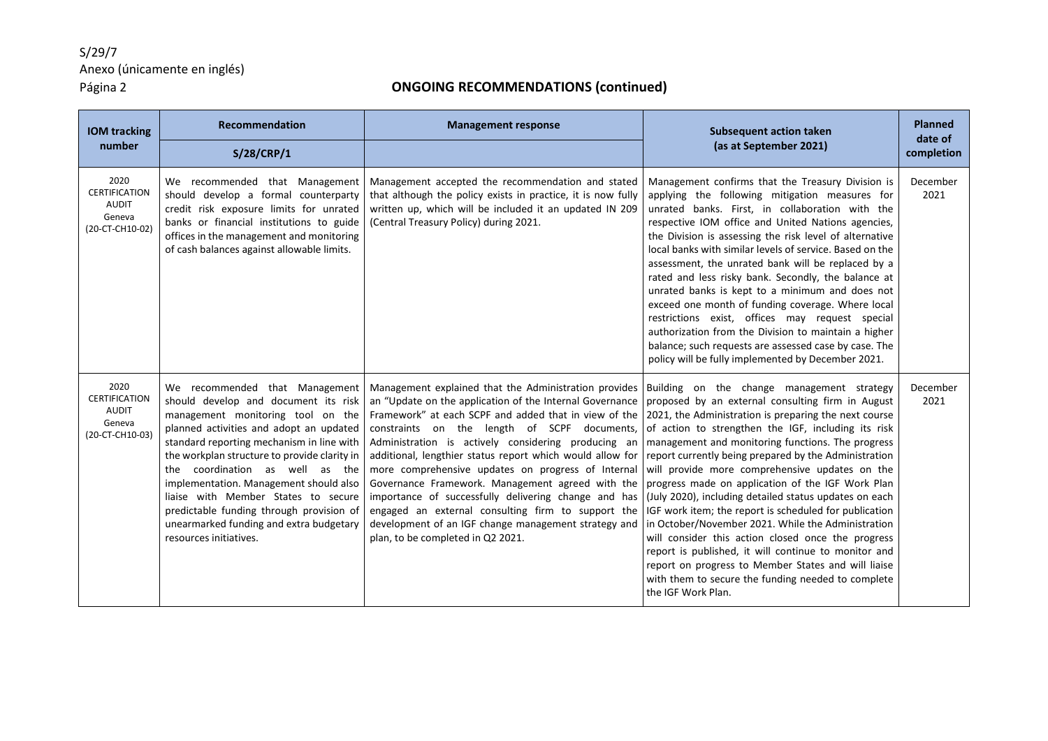## ONGOING RECOMMENDATIONS (continued)

| IOM tracking number | Recommendation | Management response | Subsequent action taken (as at September 2021) | Planned date of completion |
|---|---|---|---|---|
| | S/28/CRP/1 | | | |
| 2020 CERTIFICATION AUDIT Geneva (20-CT-CH10-02) | We recommended that Management should develop a formal counterparty credit risk exposure limits for unrated banks or financial institutions to guide offices in the management and monitoring of cash balances against allowable limits. | Management accepted the recommendation and stated that although the policy exists in practice, it is now fully written up, which will be included it an updated IN 209 (Central Treasury Policy) during 2021. | Management confirms that the Treasury Division is applying the following mitigation measures for unrated banks. First, in collaboration with the respective IOM office and United Nations agencies, the Division is assessing the risk level of alternative local banks with similar levels of service. Based on the assessment, the unrated bank will be replaced by a rated and less risky bank. Secondly, the balance at unrated banks is kept to a minimum and does not exceed one month of funding coverage. Where local restrictions exist, offices may request special authorization from the Division to maintain a higher balance; such requests are assessed case by case. The policy will be fully implemented by December 2021. | December 2021 |
| 2020 CERTIFICATION AUDIT Geneva (20-CT-CH10-03) | We recommended that Management should develop and document its risk management monitoring tool on the planned activities and adopt an updated standard reporting mechanism in line with the workplan structure to provide clarity in the coordination as well as the implementation. Management should also liaise with Member States to secure predictable funding through provision of unearmarked funding and extra budgetary resources initiatives. | Management explained that the Administration provides an "Update on the application of the Internal Governance Framework" at each SCPF and added that in view of the constraints on the length of SCPF documents, Administration is actively considering producing an additional, lengthier status report which would allow for more comprehensive updates on progress of Internal Governance Framework. Management agreed with the importance of successfully delivering change and has engaged an external consulting firm to support the development of an IGF change management strategy and plan, to be completed in Q2 2021. | Building on the change management strategy proposed by an external consulting firm in August 2021, the Administration is preparing the next course of action to strengthen the IGF, including its risk management and monitoring functions. The progress report currently being prepared by the Administration will provide more comprehensive updates on the progress made on application of the IGF Work Plan (July 2020), including detailed status updates on each IGF work item; the report is scheduled for publication in October/November 2021. While the Administration will consider this action closed once the progress report is published, it will continue to monitor and report on progress to Member States and will liaise with them to secure the funding needed to complete the IGF Work Plan. | December 2021 |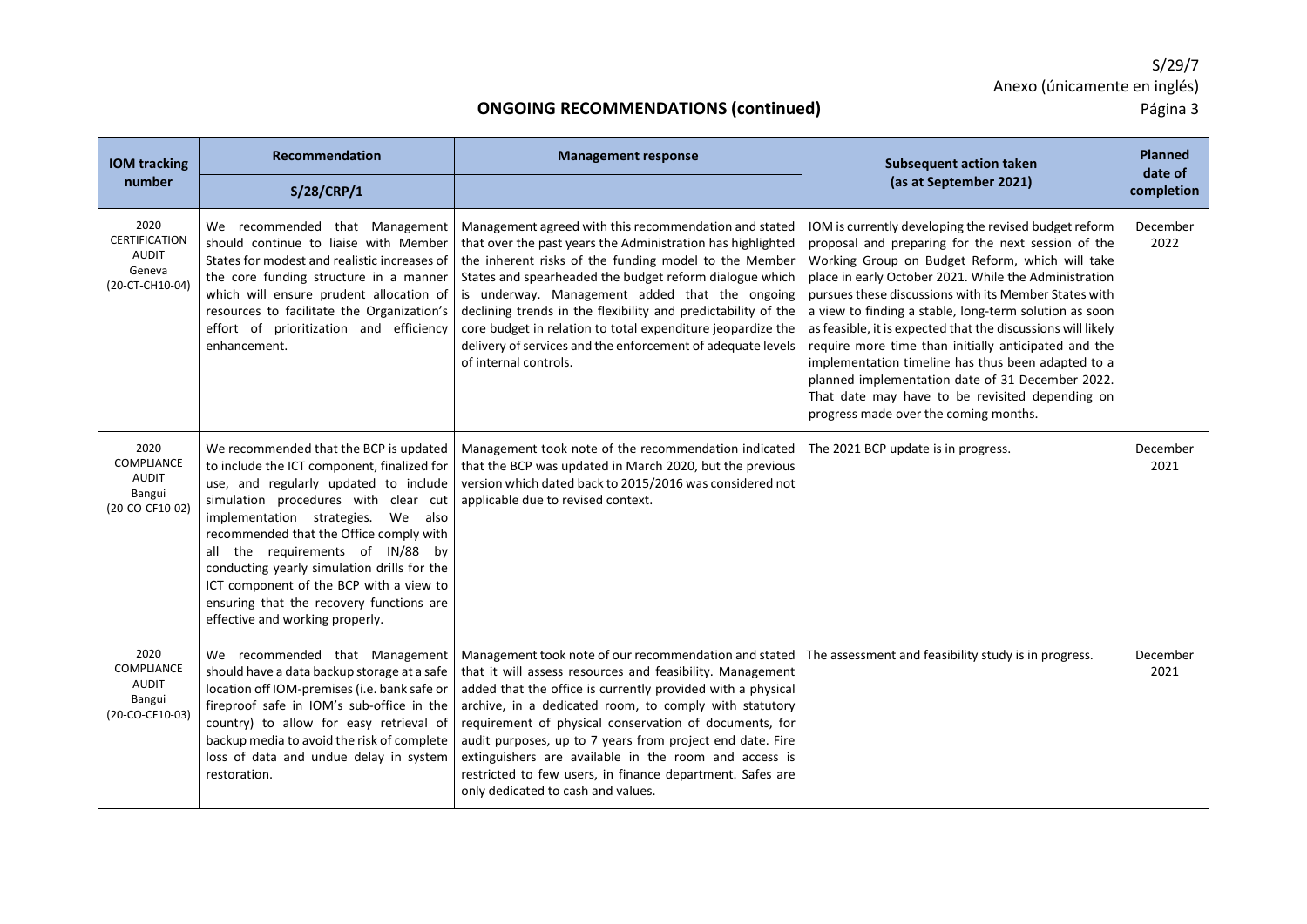## ONGOING RECOMMENDATIONS (continued)

| IOM tracking number | Recommendation | Management response | Subsequent action taken (as at September 2021) | Planned date of completion |
|---|---|---|---|---|
| | S/28/CRP/1 | | | |
| 2020 CERTIFICATION AUDIT Geneva (20-CT-CH10-04) | We recommended that Management should continue to liaise with Member States for modest and realistic increases of the core funding structure in a manner which will ensure prudent allocation of resources to facilitate the Organization's effort of prioritization and efficiency enhancement. | Management agreed with this recommendation and stated that over the past years the Administration has highlighted the inherent risks of the funding model to the Member States and spearheaded the budget reform dialogue which is underway. Management added that the ongoing declining trends in the flexibility and predictability of the core budget in relation to total expenditure jeopardize the delivery of services and the enforcement of adequate levels of internal controls. | IOM is currently developing the revised budget reform proposal and preparing for the next session of the Working Group on Budget Reform, which will take place in early October 2021. While the Administration pursues these discussions with its Member States with a view to finding a stable, long-term solution as soon as feasible, it is expected that the discussions will likely require more time than initially anticipated and the implementation timeline has thus been adapted to a planned implementation date of 31 December 2022. That date may have to be revisited depending on progress made over the coming months. | December 2022 |
| 2020 COMPLIANCE AUDIT Bangui (20-CO-CF10-02) | We recommended that the BCP is updated to include the ICT component, finalized for use, and regularly updated to include simulation procedures with clear cut implementation strategies. We also recommended that the Office comply with all the requirements of IN/88 by conducting yearly simulation drills for the ICT component of the BCP with a view to ensuring that the recovery functions are effective and working properly. | Management took note of the recommendation indicated that the BCP was updated in March 2020, but the previous version which dated back to 2015/2016 was considered not applicable due to revised context. | The 2021 BCP update is in progress. | December 2021 |
| 2020 COMPLIANCE AUDIT Bangui (20-CO-CF10-03) | We recommended that Management should have a data backup storage at a safe location off IOM-premises (i.e. bank safe or fireproof safe in IOM's sub-office in the country) to allow for easy retrieval of backup media to avoid the risk of complete loss of data and undue delay in system restoration. | Management took note of our recommendation and stated that it will assess resources and feasibility. Management added that the office is currently provided with a physical archive, in a dedicated room, to comply with statutory requirement of physical conservation of documents, for audit purposes, up to 7 years from project end date. Fire extinguishers are available in the room and access is restricted to few users, in finance department. Safes are only dedicated to cash and values. | The assessment and feasibility study is in progress. | December 2021 |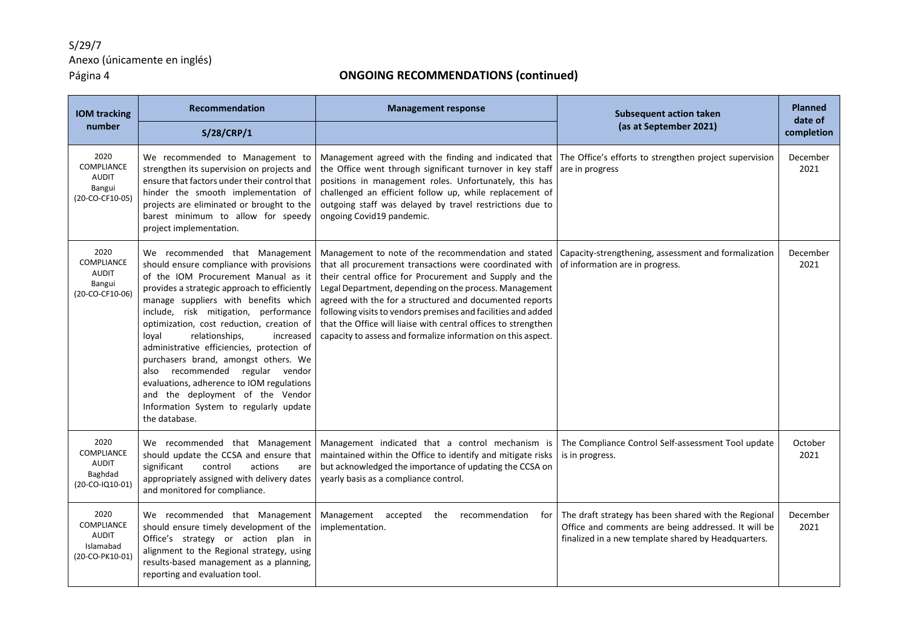## ONGOING RECOMMENDATIONS (continued)

| IOM tracking number | Recommendation S/28/CRP/1 | Management response | Subsequent action taken (as at September 2021) | Planned date of completion |
|---|---|---|---|---|
| 2020 COMPLIANCE AUDIT Bangui (20-CO-CF10-05) | We recommended to Management to strengthen its supervision on projects and ensure that factors under their control that hinder the smooth implementation of projects are eliminated or brought to the barest minimum to allow for speedy project implementation. | Management agreed with the finding and indicated that the Office went through significant turnover in key staff positions in management roles. Unfortunately, this has challenged an efficient follow up, while replacement of outgoing staff was delayed by travel restrictions due to ongoing Covid19 pandemic. | The Office's efforts to strengthen project supervision are in progress | December 2021 |
| 2020 COMPLIANCE AUDIT Bangui (20-CO-CF10-06) | We recommended that Management should ensure compliance with provisions of the IOM Procurement Manual as it provides a strategic approach to efficiently manage suppliers with benefits which include, risk mitigation, performance optimization, cost reduction, creation of loyal relationships, increased administrative efficiencies, protection of purchasers brand, amongst others. We also recommended regular vendor evaluations, adherence to IOM regulations and the deployment of the Vendor Information System to regularly update the database. | Management to note of the recommendation and stated that all procurement transactions were coordinated with their central office for Procurement and Supply and the Legal Department, depending on the process. Management agreed with the for a structured and documented reports following visits to vendors premises and facilities and added that the Office will liaise with central offices to strengthen capacity to assess and formalize information on this aspect. | Capacity-strengthening, assessment and formalization of information are in progress. | December 2021 |
| 2020 COMPLIANCE AUDIT Baghdad (20-CO-IQ10-01) | We recommended that Management should update the CCSA and ensure that significant control actions are appropriately assigned with delivery dates and monitored for compliance. | Management indicated that a control mechanism is maintained within the Office to identify and mitigate risks but acknowledged the importance of updating the CCSA on yearly basis as a compliance control. | The Compliance Control Self-assessment Tool update is in progress. | October 2021 |
| 2020 COMPLIANCE AUDIT Islamabad (20-CO-PK10-01) | We recommended that Management should ensure timely development of the Office's strategy or action plan in alignment to the Regional strategy, using results-based management as a planning, reporting and evaluation tool. | Management accepted the recommendation for implementation. | The draft strategy has been shared with the Regional Office and comments are being addressed. It will be finalized in a new template shared by Headquarters. | December 2021 |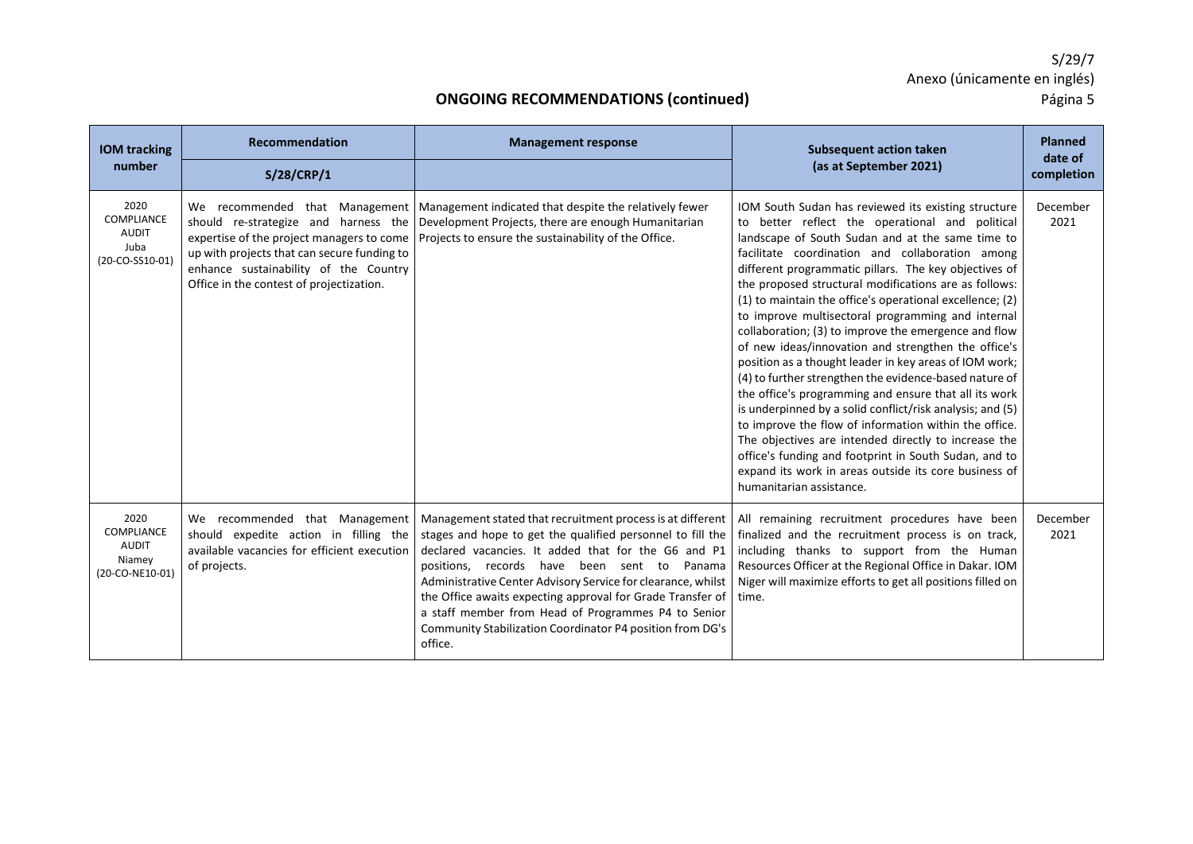## ONGOING RECOMMENDATIONS (continued)

| IOM tracking number | Recommendation S/28/CRP/1 | Management response | Subsequent action taken (as at September 2021) | Planned date of completion |
|---|---|---|---|---|
| 2020 COMPLIANCE AUDIT Juba (20-CO-SS10-01) | We recommended that Management should re-strategize and harness the expertise of the project managers to come up with projects that can secure funding to enhance sustainability of the Country Office in the contest of projectization. | Management indicated that despite the relatively fewer Development Projects, there are enough Humanitarian Projects to ensure the sustainability of the Office. | IOM South Sudan has reviewed its existing structure to better reflect the operational and political landscape of South Sudan and at the same time to facilitate coordination and collaboration among different programmatic pillars. The key objectives of the proposed structural modifications are as follows: (1) to maintain the office's operational excellence; (2) to improve multisectoral programming and internal collaboration; (3) to improve the emergence and flow of new ideas/innovation and strengthen the office's position as a thought leader in key areas of IOM work; (4) to further strengthen the evidence-based nature of the office's programming and ensure that all its work is underpinned by a solid conflict/risk analysis; and (5) to improve the flow of information within the office. The objectives are intended directly to increase the office's funding and footprint in South Sudan, and to expand its work in areas outside its core business of humanitarian assistance. | December 2021 |
| 2020 COMPLIANCE AUDIT Niamey (20-CO-NE10-01) | We recommended that Management should expedite action in filling the available vacancies for efficient execution of projects. | Management stated that recruitment process is at different stages and hope to get the qualified personnel to fill the declared vacancies. It added that for the G6 and P1 positions, records have been sent to Panama Administrative Center Advisory Service for clearance, whilst the Office awaits expecting approval for Grade Transfer of a staff member from Head of Programmes P4 to Senior Community Stabilization Coordinator P4 position from DG's office. | All remaining recruitment procedures have been finalized and the recruitment process is on track, including thanks to support from the Human Resources Officer at the Regional Office in Dakar. IOM Niger will maximize efforts to get all positions filled on time. | December 2021 |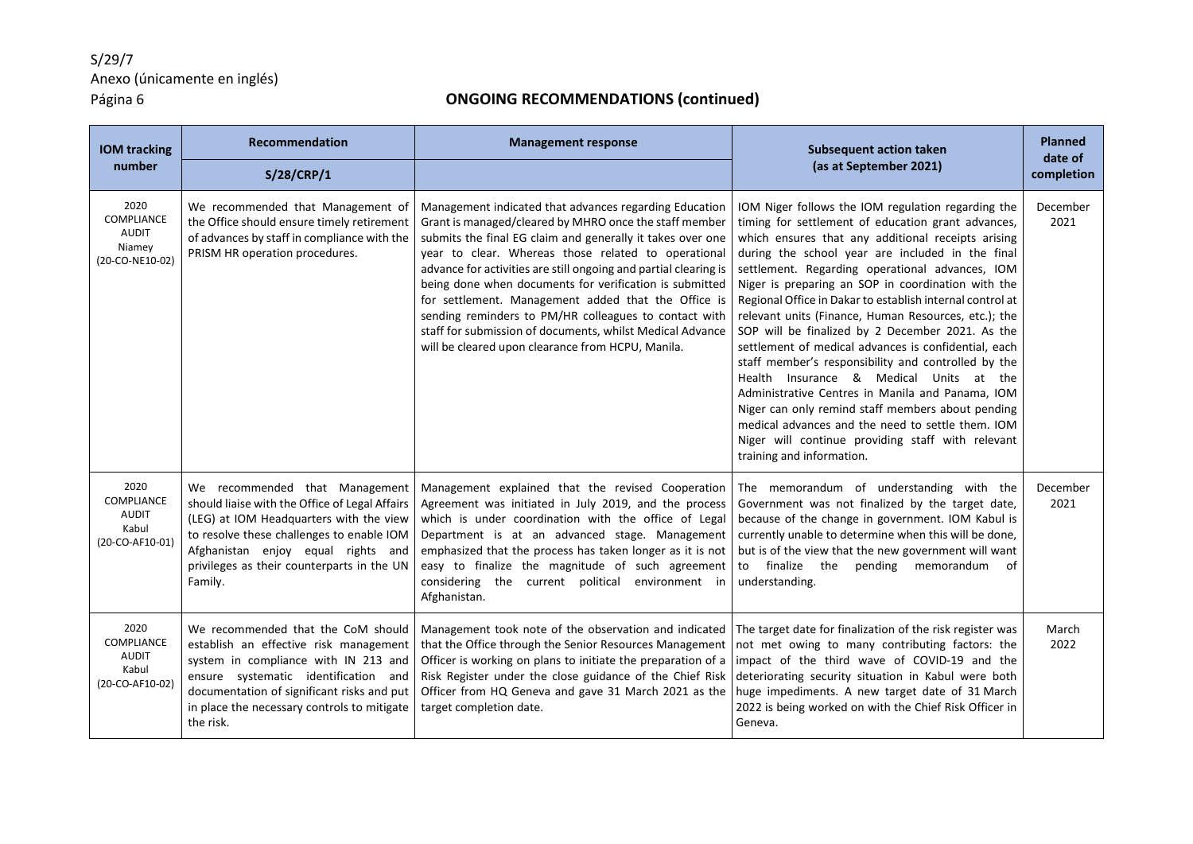## ONGOING RECOMMENDATIONS (continued)

| IOM tracking number | Recommendation<br>S/28/CRP/1 | Management response | Subsequent action taken (as at September 2021) | Planned date of completion |
|---|---|---|---|---|
| 2020 COMPLIANCE AUDIT Niamey (20-CO-NE10-02) | We recommended that Management of the Office should ensure timely retirement of advances by staff in compliance with the PRISM HR operation procedures. | Management indicated that advances regarding Education Grant is managed/cleared by MHRO once the staff member submits the final EG claim and generally it takes over one year to clear. Whereas those related to operational advance for activities are still ongoing and partial clearing is being done when documents for verification is submitted for settlement. Management added that the Office is sending reminders to PM/HR colleagues to contact with staff for submission of documents, whilst Medical Advance will be cleared upon clearance from HCPU, Manila. | IOM Niger follows the IOM regulation regarding the timing for settlement of education grant advances, which ensures that any additional receipts arising during the school year are included in the final settlement. Regarding operational advances, IOM Niger is preparing an SOP in coordination with the Regional Office in Dakar to establish internal control at relevant units (Finance, Human Resources, etc.); the SOP will be finalized by 2 December 2021. As the settlement of medical advances is confidential, each staff member's responsibility and controlled by the Health Insurance & Medical Units at the Administrative Centres in Manila and Panama, IOM Niger can only remind staff members about pending medical advances and the need to settle them. IOM Niger will continue providing staff with relevant training and information. | December 2021 |
| 2020 COMPLIANCE AUDIT Kabul (20-CO-AF10-01) | We recommended that Management should liaise with the Office of Legal Affairs (LEG) at IOM Headquarters with the view to resolve these challenges to enable IOM Afghanistan enjoy equal rights and privileges as their counterparts in the UN Family. | Management explained that the revised Cooperation Agreement was initiated in July 2019, and the process which is under coordination with the office of Legal Department is at an advanced stage. Management emphasized that the process has taken longer as it is not easy to finalize the magnitude of such agreement considering the current political environment in Afghanistan. | The memorandum of understanding with the Government was not finalized by the target date, because of the change in government. IOM Kabul is currently unable to determine when this will be done, but is of the view that the new government will want to finalize the pending memorandum of understanding. | December 2021 |
| 2020 COMPLIANCE AUDIT Kabul (20-CO-AF10-02) | We recommended that the CoM should establish an effective risk management system in compliance with IN 213 and ensure systematic identification and documentation of significant risks and put in place the necessary controls to mitigate the risk. | Management took note of the observation and indicated that the Office through the Senior Resources Management Officer is working on plans to initiate the preparation of a Risk Register under the close guidance of the Chief Risk Officer from HQ Geneva and gave 31 March 2021 as the target completion date. | The target date for finalization of the risk register was not met owing to many contributing factors: the impact of the third wave of COVID-19 and the deteriorating security situation in Kabul were both huge impediments. A new target date of 31 March 2022 is being worked on with the Chief Risk Officer in Geneva. | March 2022 |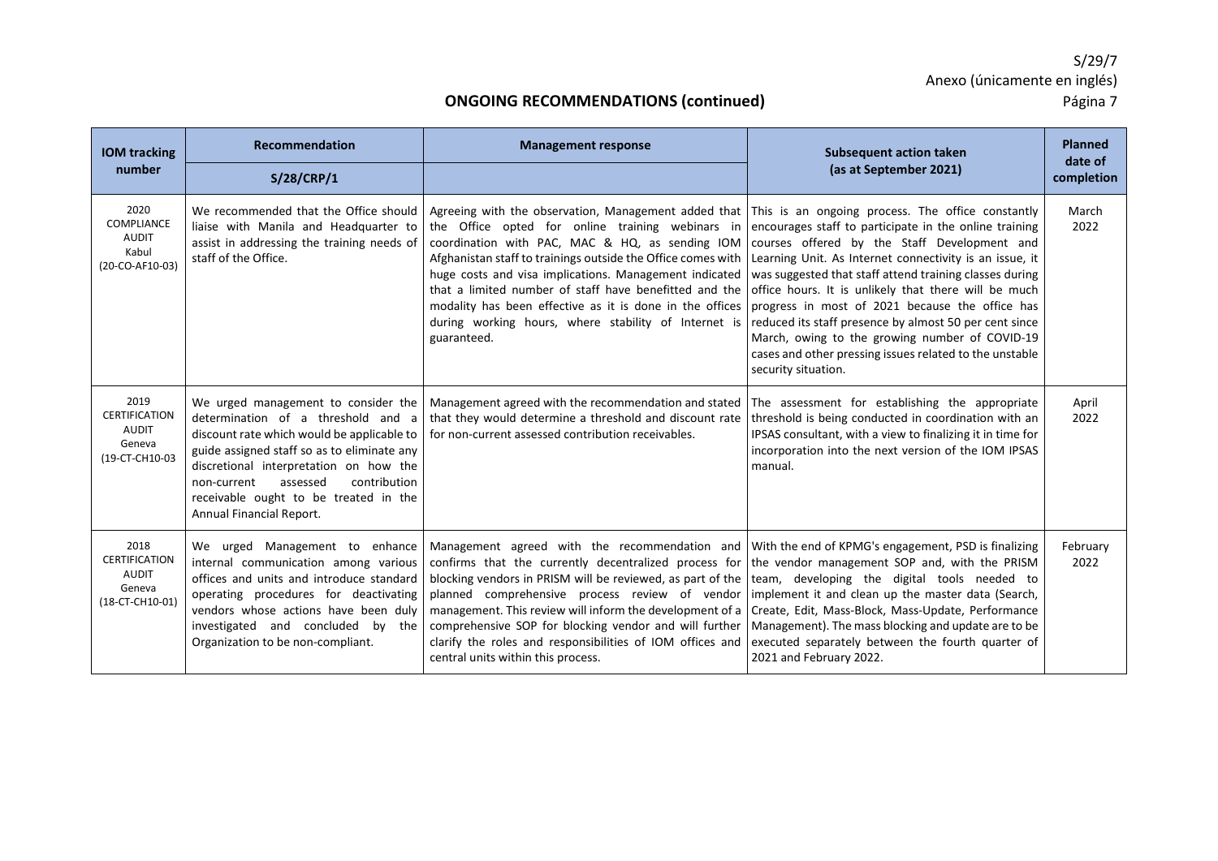## ONGOING RECOMMENDATIONS (continued)

| IOM tracking number | Recommendation | Management response | Subsequent action taken (as at September 2021) | Planned date of completion |
|---|---|---|---|---|
| | S/28/CRP/1 | | | |
| 2020 COMPLIANCE AUDIT Kabul (20-CO-AF10-03) | We recommended that the Office should liaise with Manila and Headquarter to assist in addressing the training needs of staff of the Office. | Agreeing with the observation, Management added that the Office opted for online training webinars in coordination with PAC, MAC & HQ, as sending IOM Afghanistan staff to trainings outside the Office comes with huge costs and visa implications. Management indicated that a limited number of staff have benefitted and the modality has been effective as it is done in the offices during working hours, where stability of Internet is guaranteed. | This is an ongoing process. The office constantly encourages staff to participate in the online training courses offered by the Staff Development and Learning Unit. As Internet connectivity is an issue, it was suggested that staff attend training classes during office hours. It is unlikely that there will be much progress in most of 2021 because the office has reduced its staff presence by almost 50 per cent since March, owing to the growing number of COVID-19 cases and other pressing issues related to the unstable security situation. | March 2022 |
| 2019 CERTIFICATION AUDIT Geneva (19-CT-CH10-03 | We urged management to consider the determination of a threshold and a discount rate which would be applicable to guide assigned staff so as to eliminate any discretional interpretation on how the non-current assessed contribution receivable ought to be treated in the Annual Financial Report. | Management agreed with the recommendation and stated that they would determine a threshold and discount rate for non-current assessed contribution receivables. | The assessment for establishing the appropriate threshold is being conducted in coordination with an IPSAS consultant, with a view to finalizing it in time for incorporation into the next version of the IOM IPSAS manual. | April 2022 |
| 2018 CERTIFICATION AUDIT Geneva (18-CT-CH10-01) | We urged Management to enhance internal communication among various offices and units and introduce standard operating procedures for deactivating vendors whose actions have been duly investigated and concluded by the Organization to be non-compliant. | Management agreed with the recommendation and confirms that the currently decentralized process for blocking vendors in PRISM will be reviewed, as part of the planned comprehensive process review of vendor management. This review will inform the development of a comprehensive SOP for blocking vendor and will further clarify the roles and responsibilities of IOM offices and central units within this process. | With the end of KPMG's engagement, PSD is finalizing the vendor management SOP and, with the PRISM team, developing the digital tools needed to implement it and clean up the master data (Search, Create, Edit, Mass-Block, Mass-Update, Performance Management). The mass blocking and update are to be executed separately between the fourth quarter of 2021 and February 2022. | February 2022 |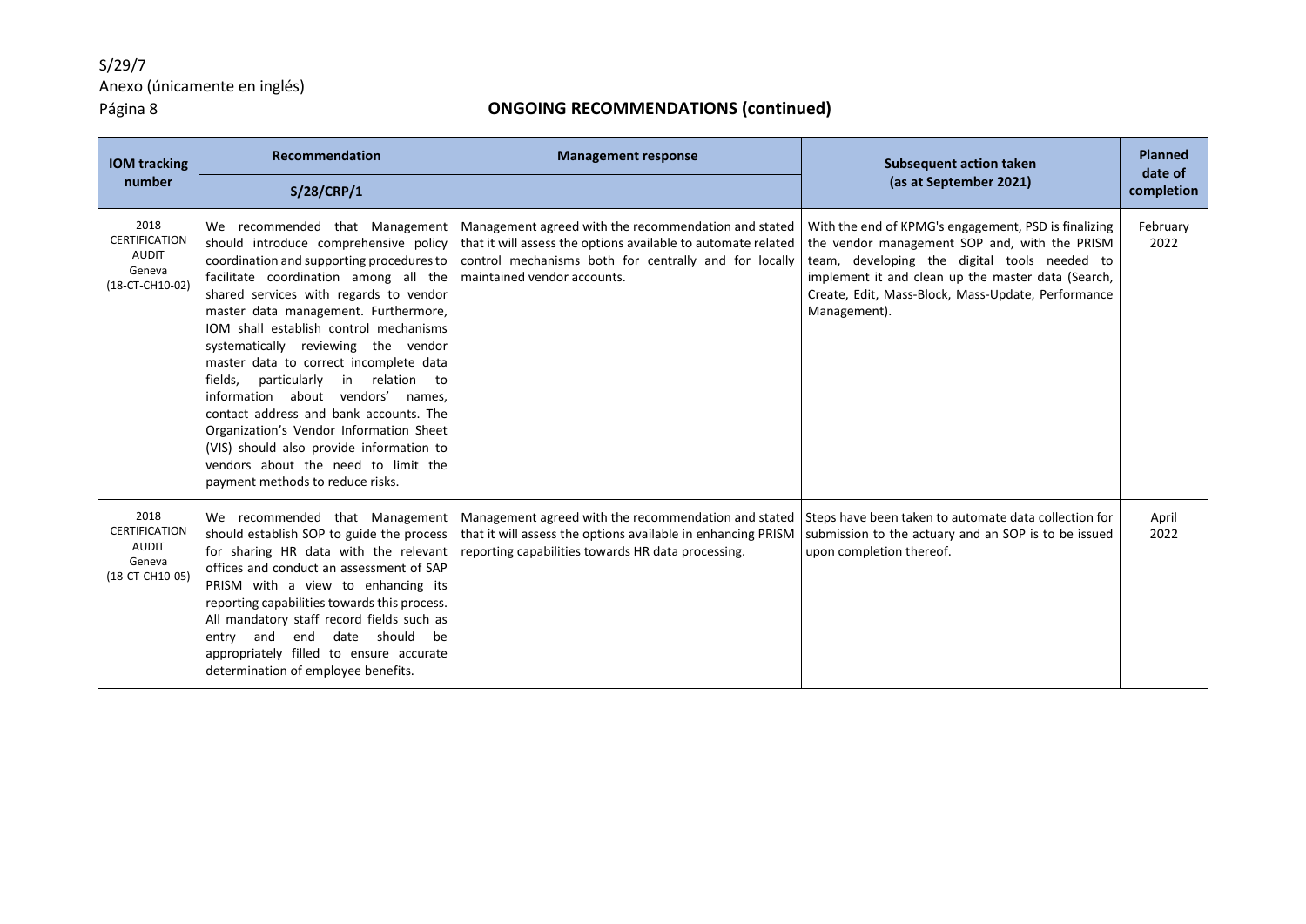## ONGOING RECOMMENDATIONS (continued)

| IOM tracking number | Recommendation S/28/CRP/1 | Management response | Subsequent action taken (as at September 2021) | Planned date of completion |
|---|---|---|---|---|
| 2018 CERTIFICATION AUDIT Geneva (18-CT-CH10-02) | We recommended that Management should introduce comprehensive policy coordination and supporting procedures to facilitate coordination among all the shared services with regards to vendor master data management. Furthermore, IOM shall establish control mechanisms systematically reviewing the vendor master data to correct incomplete data fields, particularly in relation to information about vendors' names, contact address and bank accounts. The Organization's Vendor Information Sheet (VIS) should also provide information to vendors about the need to limit the payment methods to reduce risks. | Management agreed with the recommendation and stated that it will assess the options available to automate related control mechanisms both for centrally and for locally maintained vendor accounts. | With the end of KPMG's engagement, PSD is finalizing the vendor management SOP and, with the PRISM team, developing the digital tools needed to implement it and clean up the master data (Search, Create, Edit, Mass-Block, Mass-Update, Performance Management). | February 2022 |
| 2018 CERTIFICATION AUDIT Geneva (18-CT-CH10-05) | We recommended that Management should establish SOP to guide the process for sharing HR data with the relevant offices and conduct an assessment of SAP PRISM with a view to enhancing its reporting capabilities towards this process. All mandatory staff record fields such as entry and end date should be appropriately filled to ensure accurate determination of employee benefits. | Management agreed with the recommendation and stated that it will assess the options available in enhancing PRISM reporting capabilities towards HR data processing. | Steps have been taken to automate data collection for submission to the actuary and an SOP is to be issued upon completion thereof. | April 2022 |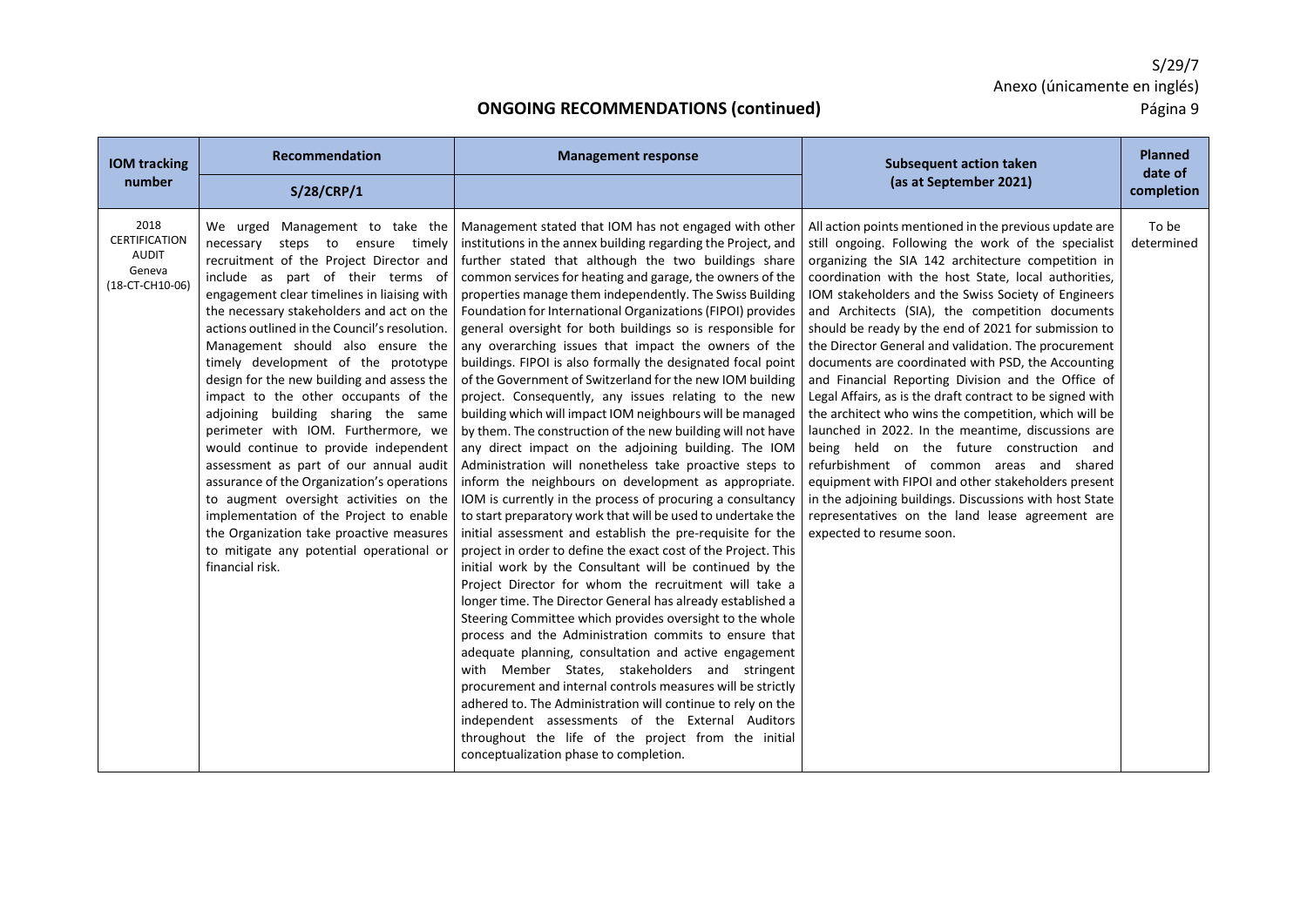## ONGOING RECOMMENDATIONS (continued)

| IOM tracking number | Recommendation<br>S/28/CRP/1 | Management response | Subsequent action taken (as at September 2021) | Planned date of completion |
|---|---|---|---|---|
| 2018 CERTIFICATION AUDIT Geneva (18-CT-CH10-06) | We urged Management to take the necessary steps to ensure timely recruitment of the Project Director and include as part of their terms of engagement clear timelines in liaising with the necessary stakeholders and act on the actions outlined in the Council's resolution. Management should also ensure the timely development of the prototype design for the new building and assess the impact to the other occupants of the adjoining building sharing the same perimeter with IOM. Furthermore, we would continue to provide independent assessment as part of our annual audit assurance of the Organization's operations to augment oversight activities on the implementation of the Project to enable the Organization take proactive measures to mitigate any potential operational or financial risk. | Management stated that IOM has not engaged with other institutions in the annex building regarding the Project, and further stated that although the two buildings share common services for heating and garage, the owners of the properties manage them independently. The Swiss Building Foundation for International Organizations (FIPOI) provides general oversight for both buildings so is responsible for any overarching issues that impact the owners of the buildings. FIPOI is also formally the designated focal point of the Government of Switzerland for the new IOM building project. Consequently, any issues relating to the new building which will impact IOM neighbours will be managed by them. The construction of the new building will not have any direct impact on the adjoining building. The IOM Administration will nonetheless take proactive steps to inform the neighbours on development as appropriate. IOM is currently in the process of procuring a consultancy to start preparatory work that will be used to undertake the initial assessment and establish the pre-requisite for the project in order to define the exact cost of the Project. This initial work by the Consultant will be continued by the Project Director for whom the recruitment will take a longer time. The Director General has already established a Steering Committee which provides oversight to the whole process and the Administration commits to ensure that adequate planning, consultation and active engagement with Member States, stakeholders and stringent procurement and internal controls measures will be strictly adhered to. The Administration will continue to rely on the independent assessments of the External Auditors throughout the life of the project from the initial conceptualization phase to completion. | All action points mentioned in the previous update are still ongoing. Following the work of the specialist organizing the SIA 142 architecture competition in coordination with the host State, local authorities, IOM stakeholders and the Swiss Society of Engineers and Architects (SIA), the competition documents should be ready by the end of 2021 for submission to the Director General and validation. The procurement documents are coordinated with PSD, the Accounting and Financial Reporting Division and the Office of Legal Affairs, as is the draft contract to be signed with the architect who wins the competition, which will be launched in 2022. In the meantime, discussions are being held on the future construction and refurbishment of common areas and shared equipment with FIPOI and other stakeholders present in the adjoining buildings. Discussions with host State representatives on the land lease agreement are expected to resume soon. | To be determined |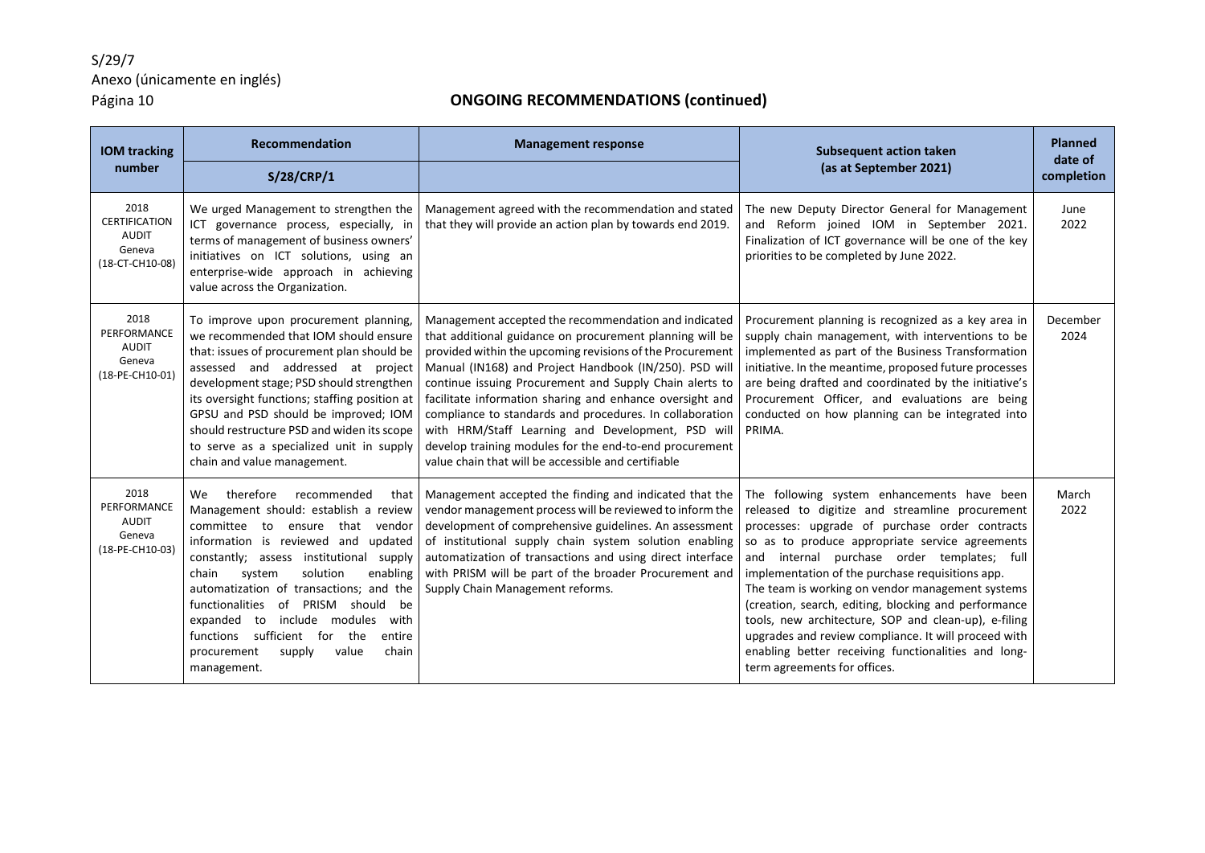## ONGOING RECOMMENDATIONS (continued)

| IOM tracking number | Recommendation | Management response | Subsequent action taken (as at September 2021) | Planned date of completion |
|---|---|---|---|---|
| | S/28/CRP/1 | | | |
| 2018 CERTIFICATION AUDIT Geneva (18-CT-CH10-08) | We urged Management to strengthen the ICT governance process, especially, in terms of management of business owners' initiatives on ICT solutions, using an enterprise-wide approach in achieving value across the Organization. | Management agreed with the recommendation and stated that they will provide an action plan by towards end 2019. | The new Deputy Director General for Management and Reform joined IOM in September 2021. Finalization of ICT governance will be one of the key priorities to be completed by June 2022. | June 2022 |
| 2018 PERFORMANCE AUDIT Geneva (18-PE-CH10-01) | To improve upon procurement planning, we recommended that IOM should ensure that: issues of procurement plan should be assessed and addressed at project development stage; PSD should strengthen its oversight functions; staffing position at GPSU and PSD should be improved; IOM should restructure PSD and widen its scope to serve as a specialized unit in supply chain and value management. | Management accepted the recommendation and indicated that additional guidance on procurement planning will be provided within the upcoming revisions of the Procurement Manual (IN168) and Project Handbook (IN/250). PSD will continue issuing Procurement and Supply Chain alerts to facilitate information sharing and enhance oversight and compliance to standards and procedures. In collaboration with HRM/Staff Learning and Development, PSD will develop training modules for the end-to-end procurement value chain that will be accessible and certifiable | Procurement planning is recognized as a key area in supply chain management, with interventions to be implemented as part of the Business Transformation initiative. In the meantime, proposed future processes are being drafted and coordinated by the initiative's Procurement Officer, and evaluations are being conducted on how planning can be integrated into PRIMA. | December 2024 |
| 2018 PERFORMANCE AUDIT Geneva (18-PE-CH10-03) | We therefore recommended that Management should: establish a review committee to ensure that vendor information is reviewed and updated constantly; assess institutional supply chain system solution enabling automatization of transactions; and the functionalities of PRISM should be expanded to include modules with functions sufficient for the entire procurement supply value chain management. | Management accepted the finding and indicated that the vendor management process will be reviewed to inform the development of comprehensive guidelines. An assessment of institutional supply chain system solution enabling automatization of transactions and using direct interface with PRISM will be part of the broader Procurement and Supply Chain Management reforms. | The following system enhancements have been released to digitize and streamline procurement processes: upgrade of purchase order contracts so as to produce appropriate service agreements and internal purchase order templates; full implementation of the purchase requisitions app.<br>The team is working on vendor management systems (creation, search, editing, blocking and performance tools, new architecture, SOP and clean-up), e-filing upgrades and review compliance. It will proceed with enabling better receiving functionalities and long-term agreements for offices. | March 2022 |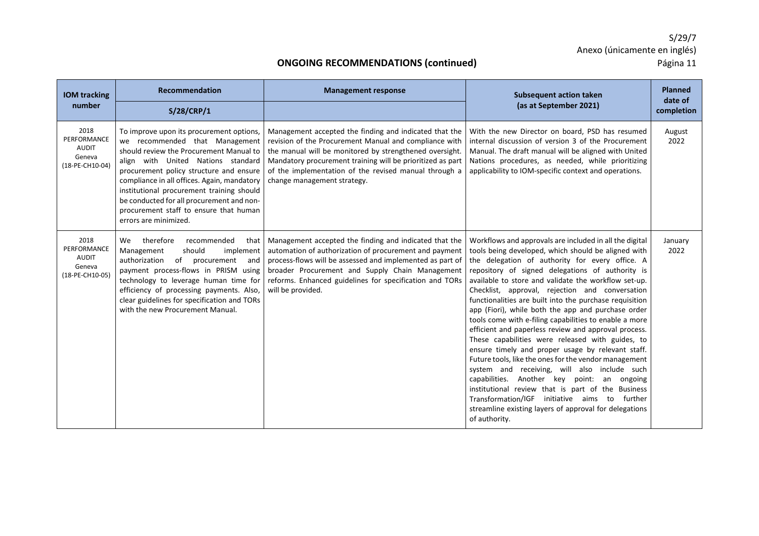## ONGOING RECOMMENDATIONS (continued)

| IOM tracking number | Recommendation | Management response | Subsequent action taken (as at September 2021) | Planned date of completion |
|---|---|---|---|---|
| | S/28/CRP/1 | | | |
| 2018 PERFORMANCE AUDIT Geneva (18-PE-CH10-04) | To improve upon its procurement options, we recommended that Management should review the Procurement Manual to align with United Nations standard procurement policy structure and ensure compliance in all offices. Again, mandatory institutional procurement training should be conducted for all procurement and non-procurement staff to ensure that human errors are minimized. | Management accepted the finding and indicated that the revision of the Procurement Manual and compliance with the manual will be monitored by strengthened oversight. Mandatory procurement training will be prioritized as part of the implementation of the revised manual through a change management strategy. | With the new Director on board, PSD has resumed internal discussion of version 3 of the Procurement Manual. The draft manual will be aligned with United Nations procedures, as needed, while prioritizing applicability to IOM-specific context and operations. | August 2022 |
| 2018 PERFORMANCE AUDIT Geneva (18-PE-CH10-05) | We therefore recommended that Management should implement authorization of procurement and payment process-flows in PRISM using technology to leverage human time for efficiency of processing payments. Also, clear guidelines for specification and TORs with the new Procurement Manual. | Management accepted the finding and indicated that the automation of authorization of procurement and payment process-flows will be assessed and implemented as part of broader Procurement and Supply Chain Management reforms. Enhanced guidelines for specification and TORs will be provided. | Workflows and approvals are included in all the digital tools being developed, which should be aligned with the delegation of authority for every office. A repository of signed delegations of authority is available to store and validate the workflow set-up. Checklist, approval, rejection and conversation functionalities are built into the purchase requisition app (Fiori), while both the app and purchase order tools come with e-filing capabilities to enable a more efficient and paperless review and approval process. These capabilities were released with guides, to ensure timely and proper usage by relevant staff. Future tools, like the ones for the vendor management system and receiving, will also include such capabilities. Another key point: an ongoing institutional review that is part of the Business Transformation/IGF initiative aims to further streamline existing layers of approval for delegations of authority. | January 2022 |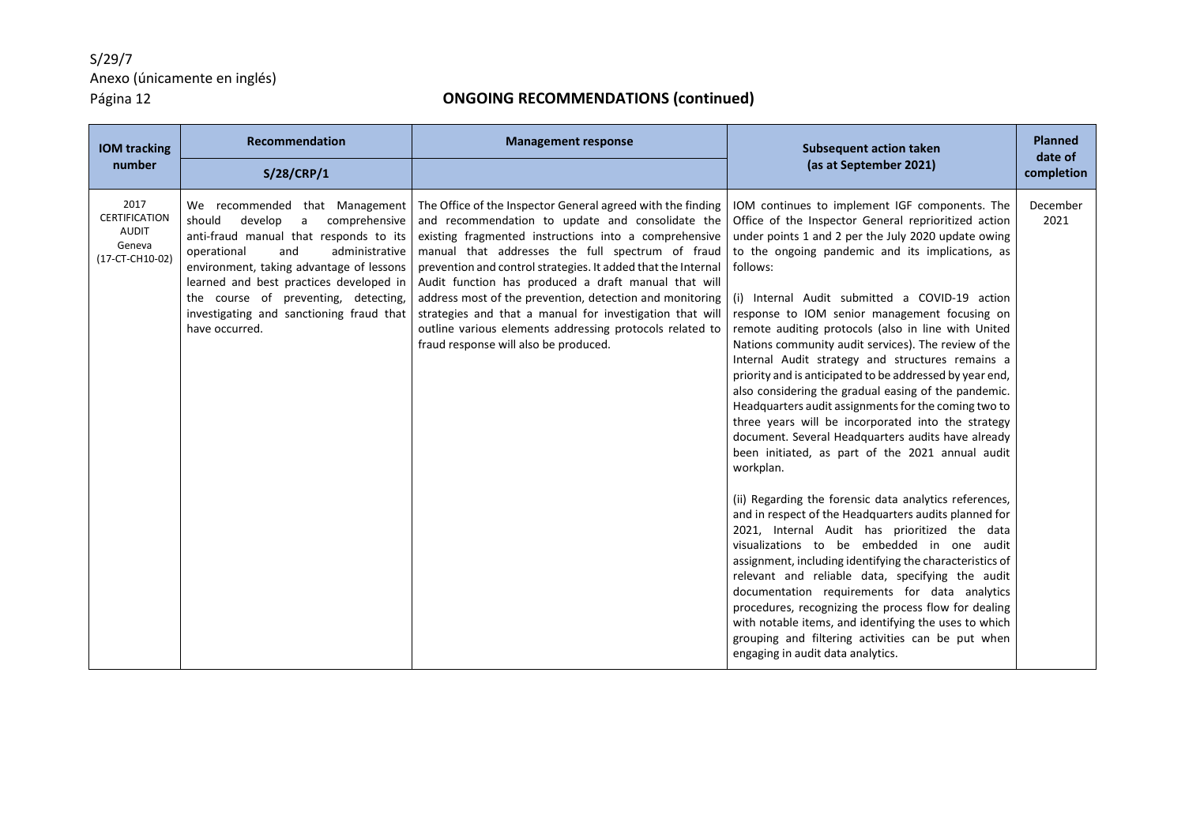## ONGOING RECOMMENDATIONS (continued)

| IOM tracking number | Recommendation<br>S/28/CRP/1 | Management response | Subsequent action taken (as at September 2021) | Planned date of completion |
|---|---|---|---|---|
| 2017 CERTIFICATION AUDIT Geneva (17-CT-CH10-02) | We recommended that Management should develop a comprehensive anti-fraud manual that responds to its operational and administrative environment, taking advantage of lessons learned and best practices developed in the course of preventing, detecting, investigating and sanctioning fraud that have occurred. | The Office of the Inspector General agreed with the finding and recommendation to update and consolidate the existing fragmented instructions into a comprehensive manual that addresses the full spectrum of fraud prevention and control strategies. It added that the Internal Audit function has produced a draft manual that will address most of the prevention, detection and monitoring strategies and that a manual for investigation that will outline various elements addressing protocols related to fraud response will also be produced. | IOM continues to implement IGF components. The Office of the Inspector General reprioritized action under points 1 and 2 per the July 2020 update owing to the ongoing pandemic and its implications, as follows:<br><br>(i) Internal Audit submitted a COVID-19 action response to IOM senior management focusing on remote auditing protocols (also in line with United Nations community audit services). The review of the Internal Audit strategy and structures remains a priority and is anticipated to be addressed by year end, also considering the gradual easing of the pandemic. Headquarters audit assignments for the coming two to three years will be incorporated into the strategy document. Several Headquarters audits have already been initiated, as part of the 2021 annual audit workplan.<br><br>(ii) Regarding the forensic data analytics references, and in respect of the Headquarters audits planned for 2021, Internal Audit has prioritized the data visualizations to be embedded in one audit assignment, including identifying the characteristics of relevant and reliable data, specifying the audit documentation requirements for data analytics procedures, recognizing the process flow for dealing with notable items, and identifying the uses to which grouping and filtering activities can be put when engaging in audit data analytics. | December 2021 |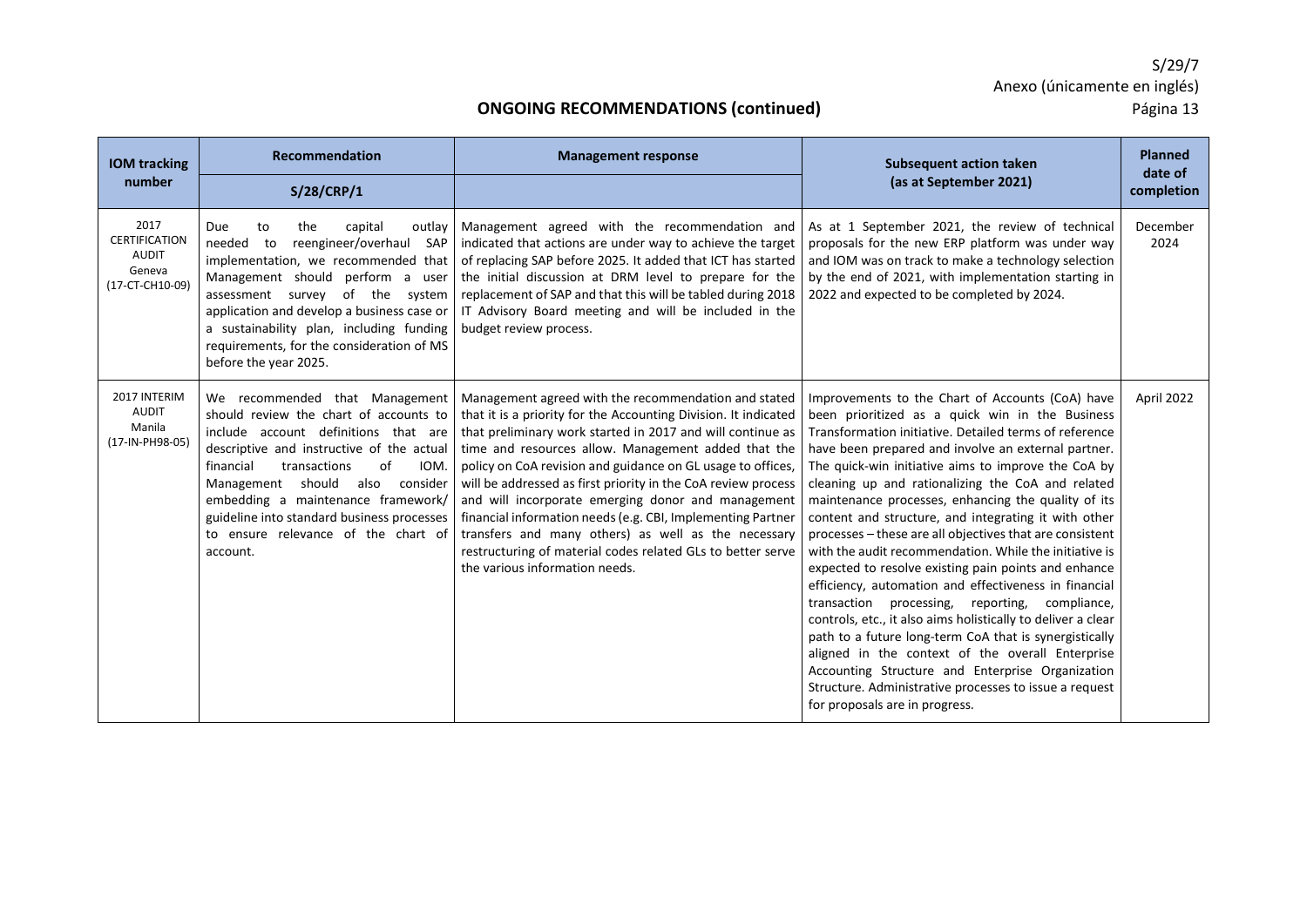## ONGOING RECOMMENDATIONS (continued)

| IOM tracking number | Recommendation S/28/CRP/1 | Management response | Subsequent action taken (as at September 2021) | Planned date of completion |
|---|---|---|---|---|
| 2017 CERTIFICATION AUDIT Geneva (17-CT-CH10-09) | Due to the capital outlay needed to reengineer/overhaul SAP implementation, we recommended that Management should perform a user assessment survey of the system application and develop a business case or a sustainability plan, including funding requirements, for the consideration of MS before the year 2025. | Management agreed with the recommendation and indicated that actions are under way to achieve the target of replacing SAP before 2025. It added that ICT has started the initial discussion at DRM level to prepare for the replacement of SAP and that this will be tabled during 2018 IT Advisory Board meeting and will be included in the budget review process. | As at 1 September 2021, the review of technical proposals for the new ERP platform was under way and IOM was on track to make a technology selection by the end of 2021, with implementation starting in 2022 and expected to be completed by 2024. | December 2024 |
| 2017 INTERIM AUDIT Manila (17-IN-PH98-05) | We recommended that Management should review the chart of accounts to include account definitions that are descriptive and instructive of the actual financial transactions of IOM. Management should also consider embedding a maintenance framework/ guideline into standard business processes to ensure relevance of the chart of account. | Management agreed with the recommendation and stated that it is a priority for the Accounting Division. It indicated that preliminary work started in 2017 and will continue as time and resources allow. Management added that the policy on CoA revision and guidance on GL usage to offices, will be addressed as first priority in the CoA review process and will incorporate emerging donor and management financial information needs (e.g. CBI, Implementing Partner transfers and many others) as well as the necessary restructuring of material codes related GLs to better serve the various information needs. | Improvements to the Chart of Accounts (CoA) have been prioritized as a quick win in the Business Transformation initiative. Detailed terms of reference have been prepared and involve an external partner. The quick-win initiative aims to improve the CoA by cleaning up and rationalizing the CoA and related maintenance processes, enhancing the quality of its content and structure, and integrating it with other processes – these are all objectives that are consistent with the audit recommendation. While the initiative is expected to resolve existing pain points and enhance efficiency, automation and effectiveness in financial transaction processing, reporting, compliance, controls, etc., it also aims holistically to deliver a clear path to a future long-term CoA that is synergistically aligned in the context of the overall Enterprise Accounting Structure and Enterprise Organization Structure. Administrative processes to issue a request for proposals are in progress. | April 2022 |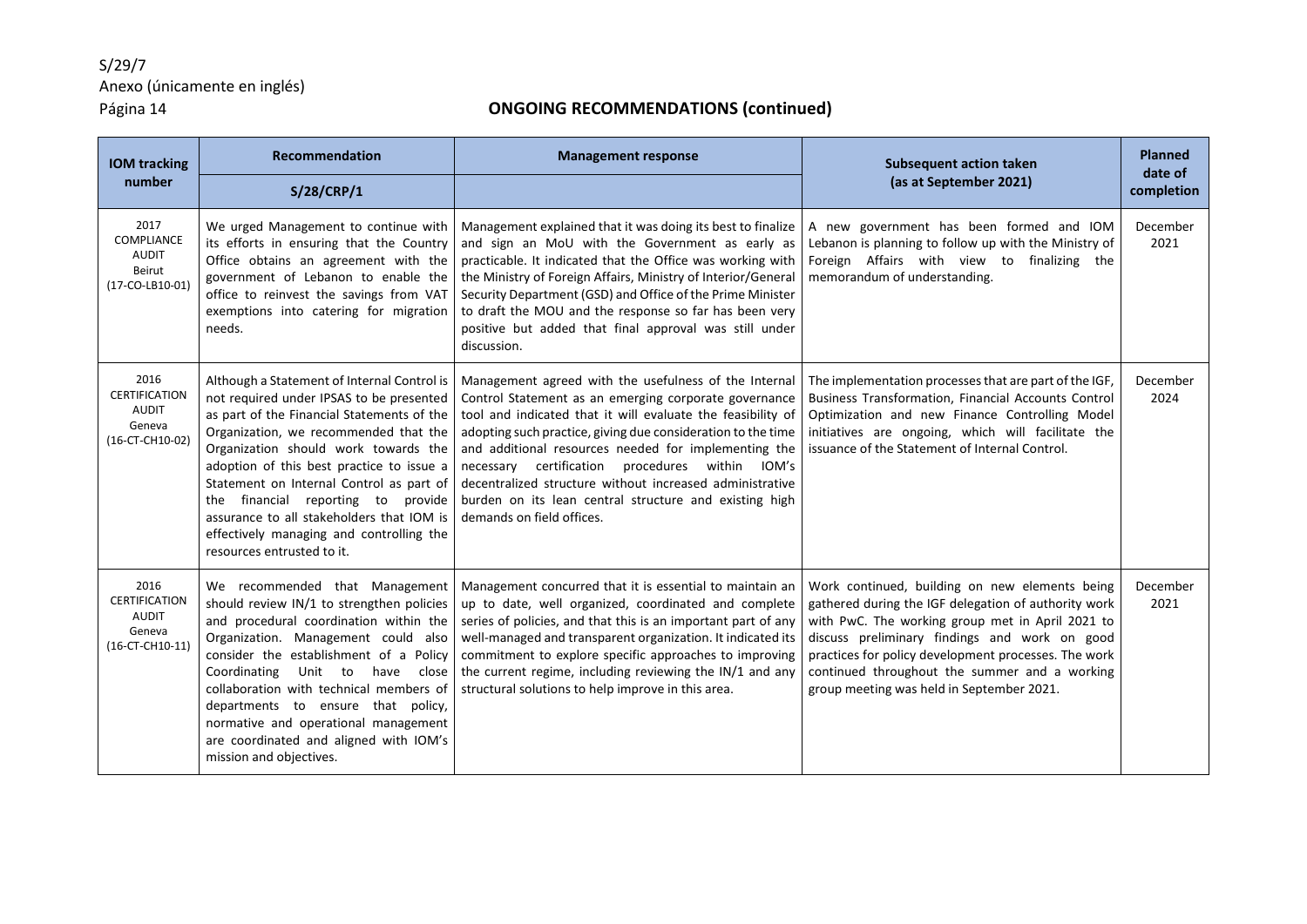## ONGOING RECOMMENDATIONS (continued)

| IOM tracking number | Recommendation<br>S/28/CRP/1 | Management response | Subsequent action taken (as at September 2021) | Planned date of completion |
|---|---|---|---|---|
| 2017 COMPLIANCE AUDIT Beirut (17-CO-LB10-01) | We urged Management to continue with its efforts in ensuring that the Country Office obtains an agreement with the government of Lebanon to enable the office to reinvest the savings from VAT exemptions into catering for migration needs. | Management explained that it was doing its best to finalize and sign an MoU with the Government as early as practicable. It indicated that the Office was working with the Ministry of Foreign Affairs, Ministry of Interior/General Security Department (GSD) and Office of the Prime Minister to draft the MOU and the response so far has been very positive but added that final approval was still under discussion. | A new government has been formed and IOM Lebanon is planning to follow up with the Ministry of Foreign Affairs with view to finalizing the memorandum of understanding. | December 2021 |
| 2016 CERTIFICATION AUDIT Geneva (16-CT-CH10-02) | Although a Statement of Internal Control is not required under IPSAS to be presented as part of the Financial Statements of the Organization, we recommended that the Organization should work towards the adoption of this best practice to issue a Statement on Internal Control as part of the financial reporting to provide assurance to all stakeholders that IOM is effectively managing and controlling the resources entrusted to it. | Management agreed with the usefulness of the Internal Control Statement as an emerging corporate governance tool and indicated that it will evaluate the feasibility of adopting such practice, giving due consideration to the time and additional resources needed for implementing the necessary certification procedures within IOM's decentralized structure without increased administrative burden on its lean central structure and existing high demands on field offices. | The implementation processes that are part of the IGF, Business Transformation, Financial Accounts Control Optimization and new Finance Controlling Model initiatives are ongoing, which will facilitate the issuance of the Statement of Internal Control. | December 2024 |
| 2016 CERTIFICATION AUDIT Geneva (16-CT-CH10-11) | We recommended that Management should review IN/1 to strengthen policies and procedural coordination within the Organization. Management could also consider the establishment of a Policy Coordinating Unit to have close collaboration with technical members of departments to ensure that policy, normative and operational management are coordinated and aligned with IOM's mission and objectives. | Management concurred that it is essential to maintain an up to date, well organized, coordinated and complete series of policies, and that this is an important part of any well-managed and transparent organization. It indicated its commitment to explore specific approaches to improving the current regime, including reviewing the IN/1 and any structural solutions to help improve in this area. | Work continued, building on new elements being gathered during the IGF delegation of authority work with PwC. The working group met in April 2021 to discuss preliminary findings and work on good practices for policy development processes. The work continued throughout the summer and a working group meeting was held in September 2021. | December 2021 |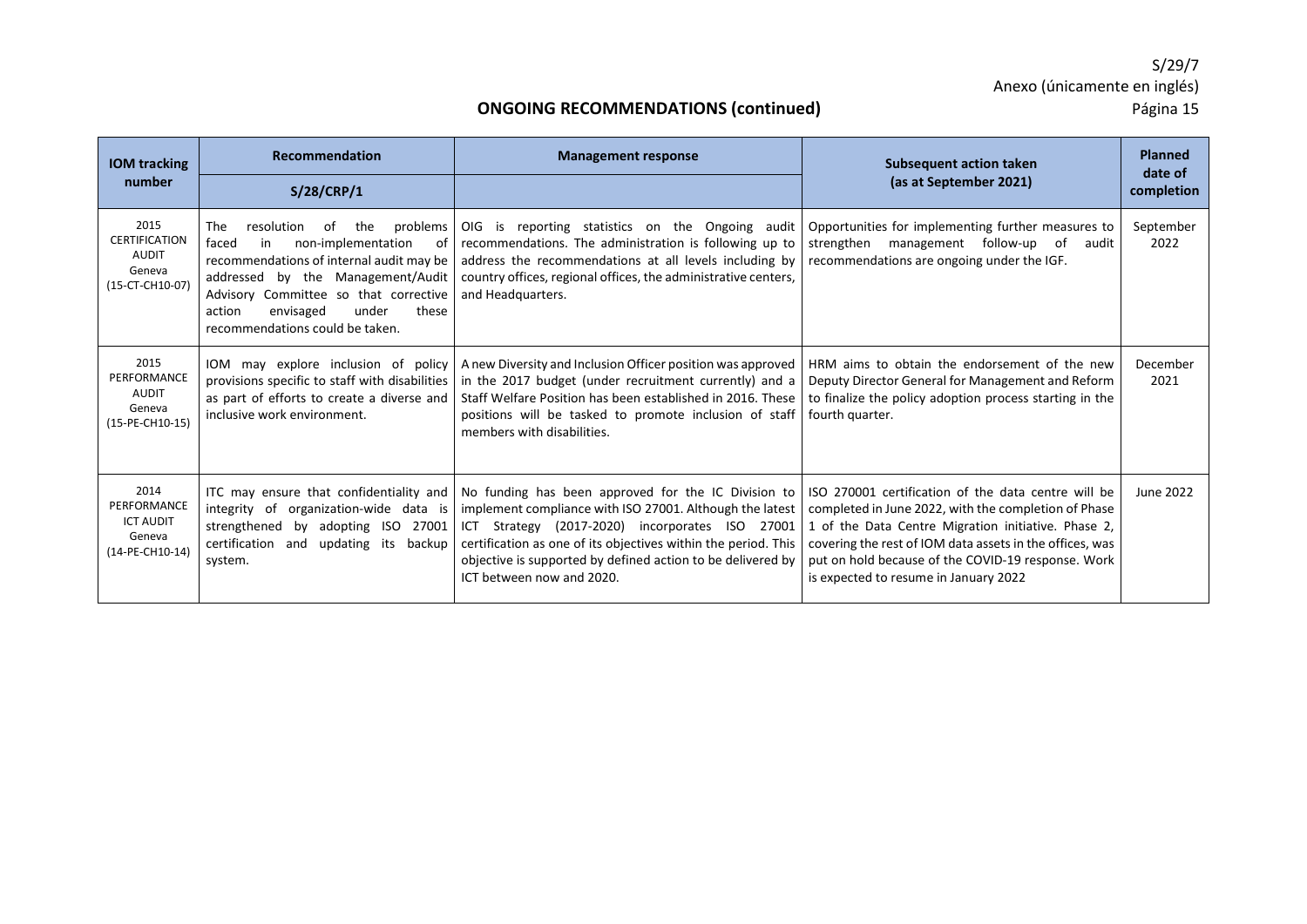## ONGOING RECOMMENDATIONS (continued)

| IOM tracking number | Recommendation S/28/CRP/1 | Management response | Subsequent action taken (as at September 2021) | Planned date of completion |
|---|---|---|---|---|
| 2015 CERTIFICATION AUDIT Geneva (15-CT-CH10-07) | The resolution of the problems faced in non-implementation of recommendations of internal audit may be addressed by the Management/Audit Advisory Committee so that corrective action envisaged under these recommendations could be taken. | OIG is reporting statistics on the Ongoing audit recommendations. The administration is following up to address the recommendations at all levels including by country offices, regional offices, the administrative centers, and Headquarters. | Opportunities for implementing further measures to strengthen management follow-up of audit recommendations are ongoing under the IGF. | September 2022 |
| 2015 PERFORMANCE AUDIT Geneva (15-PE-CH10-15) | IOM may explore inclusion of policy provisions specific to staff with disabilities as part of efforts to create a diverse and inclusive work environment. | A new Diversity and Inclusion Officer position was approved in the 2017 budget (under recruitment currently) and a Staff Welfare Position has been established in 2016. These positions will be tasked to promote inclusion of staff members with disabilities. | HRM aims to obtain the endorsement of the new Deputy Director General for Management and Reform to finalize the policy adoption process starting in the fourth quarter. | December 2021 |
| 2014 PERFORMANCE ICT AUDIT Geneva (14-PE-CH10-14) | ITC may ensure that confidentiality and integrity of organization-wide data is strengthened by adopting ISO 27001 certification and updating its backup system. | No funding has been approved for the IC Division to implement compliance with ISO 27001. Although the latest ICT Strategy (2017-2020) incorporates ISO 27001 certification as one of its objectives within the period. This objective is supported by defined action to be delivered by ICT between now and 2020. | ISO 270001 certification of the data centre will be completed in June 2022, with the completion of Phase 1 of the Data Centre Migration initiative. Phase 2, covering the rest of IOM data assets in the offices, was put on hold because of the COVID-19 response. Work is expected to resume in January 2022 | June 2022 |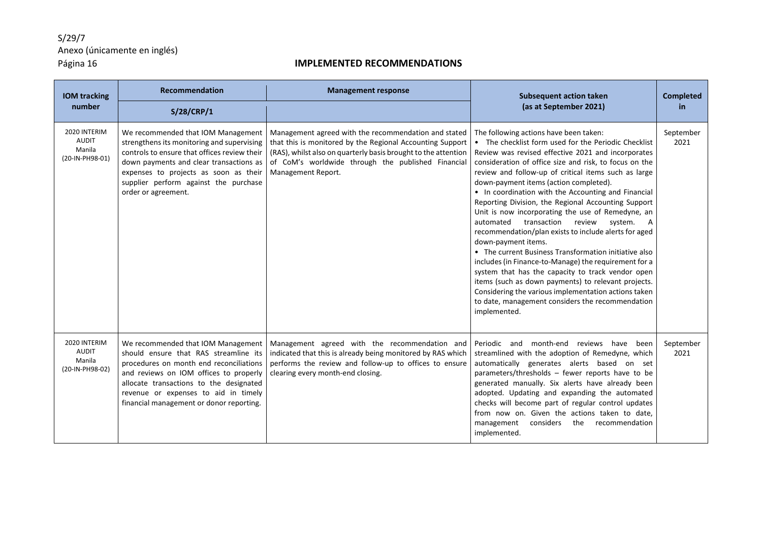## IMPLEMENTED RECOMMENDATIONS

| IOM tracking number | Recommendation S/28/CRP/1 | Management response | Subsequent action taken (as at September 2021) | Completed in |
|---|---|---|---|---|
| 2020 INTERIM AUDIT Manila (20-IN-PH98-01) | We recommended that IOM Management strengthens its monitoring and supervising controls to ensure that offices review their down payments and clear transactions as expenses to projects as soon as their supplier perform against the purchase order or agreement. | Management agreed with the recommendation and stated that this is monitored by the Regional Accounting Support (RAS), whilst also on quarterly basis brought to the attention of CoM's worldwide through the published Financial Management Report. | The following actions have been taken:<br>• The checklist form used for the Periodic Checklist Review was revised effective 2021 and incorporates consideration of office size and risk, to focus on the review and follow-up of critical items such as large down-payment items (action completed).<br>• In coordination with the Accounting and Financial Reporting Division, the Regional Accounting Support Unit is now incorporating the use of Remedyne, an automated transaction review system. A recommendation/plan exists to include alerts for aged down-payment items.<br>• The current Business Transformation initiative also includes (in Finance-to-Manage) the requirement for a system that has the capacity to track vendor open items (such as down payments) to relevant projects. Considering the various implementation actions taken to date, management considers the recommendation implemented. | September 2021 |
| 2020 INTERIM AUDIT Manila (20-IN-PH98-02) | We recommended that IOM Management should ensure that RAS streamline its procedures on month end reconciliations and reviews on IOM offices to properly allocate transactions to the designated revenue or expenses to aid in timely financial management or donor reporting. | Management agreed with the recommendation and indicated that this is already being monitored by RAS which performs the review and follow-up to offices to ensure clearing every month-end closing. | Periodic and month-end reviews have been streamlined with the adoption of Remedyne, which automatically generates alerts based on set parameters/thresholds – fewer reports have to be generated manually. Six alerts have already been adopted. Updating and expanding the automated checks will become part of regular control updates from now on. Given the actions taken to date, management considers the recommendation implemented. | September 2021 |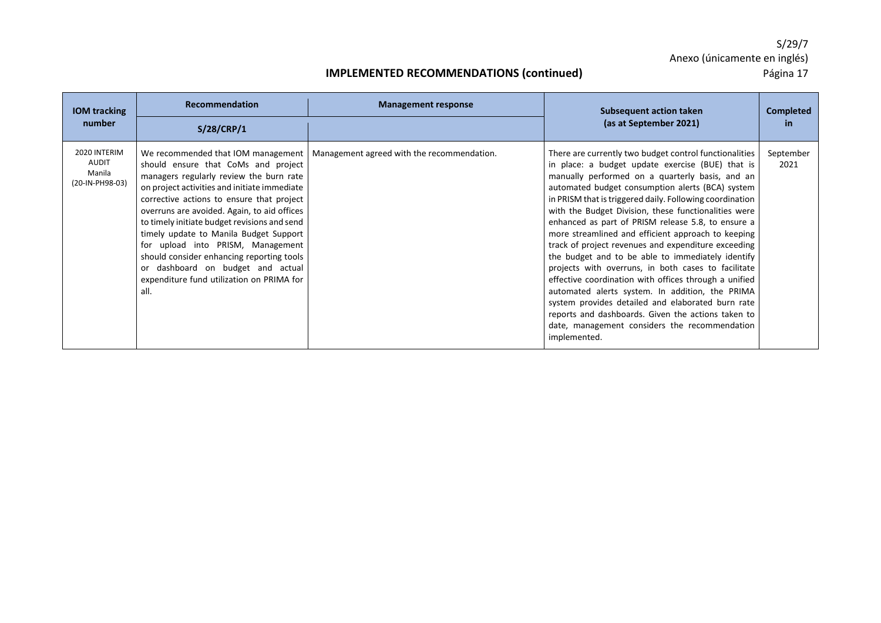## IMPLEMENTED RECOMMENDATIONS (continued)

| IOM tracking number | Recommendation S/28/CRP/1 | Management response | Subsequent action taken (as at September 2021) | Completed in |
|---|---|---|---|---|
| 2020 INTERIM AUDIT Manila (20-IN-PH98-03) | We recommended that IOM management should ensure that CoMs and project managers regularly review the burn rate on project activities and initiate immediate corrective actions to ensure that project overruns are avoided. Again, to aid offices to timely initiate budget revisions and send timely update to Manila Budget Support for upload into PRISM, Management should consider enhancing reporting tools or dashboard on budget and actual expenditure fund utilization on PRIMA for all. | Management agreed with the recommendation. | There are currently two budget control functionalities in place: a budget update exercise (BUE) that is manually performed on a quarterly basis, and an automated budget consumption alerts (BCA) system in PRISM that is triggered daily. Following coordination with the Budget Division, these functionalities were enhanced as part of PRISM release 5.8, to ensure a more streamlined and efficient approach to keeping track of project revenues and expenditure exceeding the budget and to be able to immediately identify projects with overruns, in both cases to facilitate effective coordination with offices through a unified automated alerts system. In addition, the PRIMA system provides detailed and elaborated burn rate reports and dashboards. Given the actions taken to date, management considers the recommendation implemented. | September 2021 |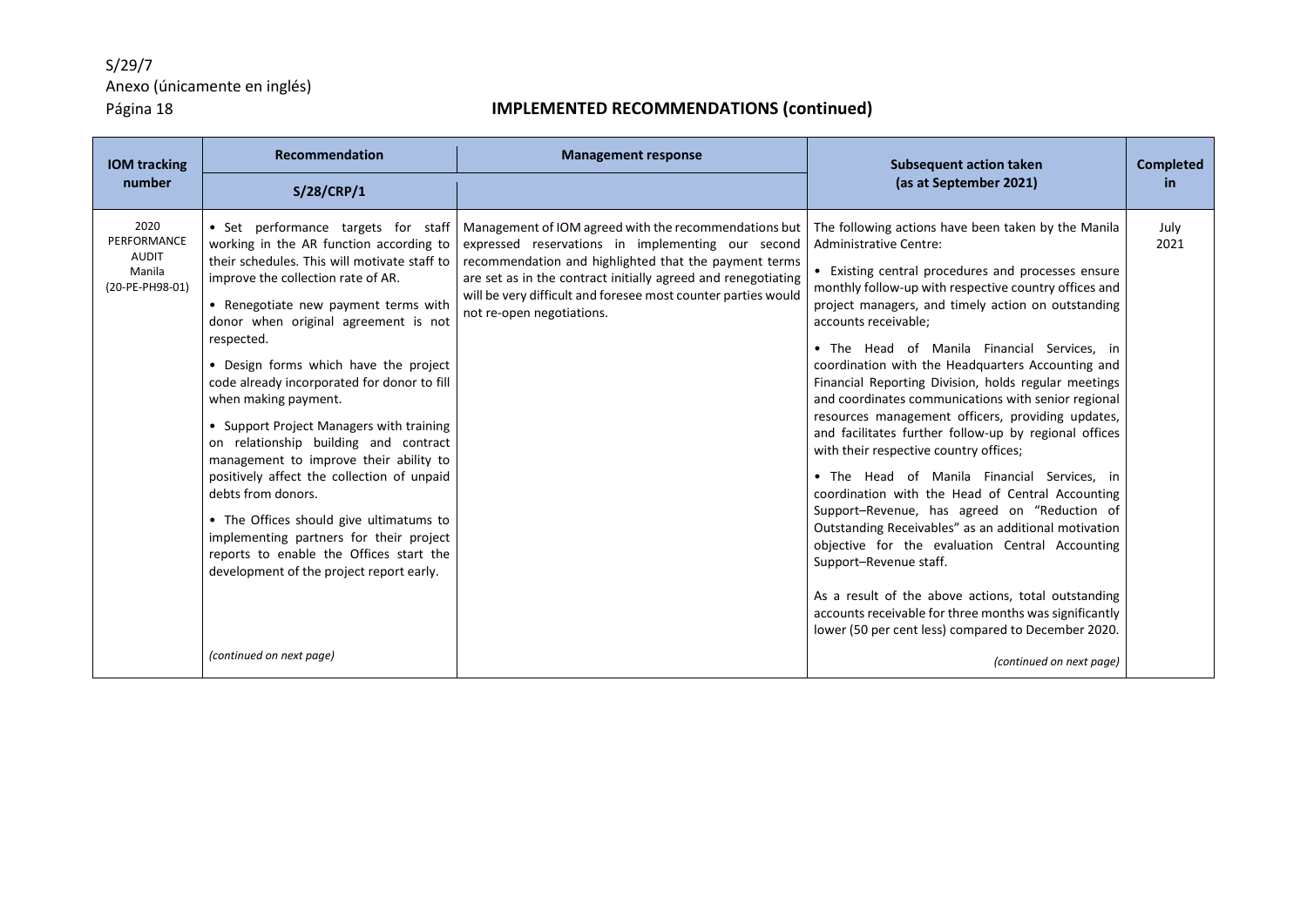## IMPLEMENTED RECOMMENDATIONS (continued)

| IOM tracking number | Recommendation S/28/CRP/1 | Management response | Subsequent action taken (as at September 2021) | Completed in |
|---|---|---|---|---|
| 2020 PERFORMANCE AUDIT Manila (20-PE-PH98-01) | • Set performance targets for staff working in the AR function according to their schedules. This will motivate staff to improve the collection rate of AR.<br><br>• Renegotiate new payment terms with donor when original agreement is not respected.<br><br>• Design forms which have the project code already incorporated for donor to fill when making payment.<br><br>• Support Project Managers with training on relationship building and contract management to improve their ability to positively affect the collection of unpaid debts from donors.<br><br>• The Offices should give ultimatums to implementing partners for their project reports to enable the Offices start the development of the project report early.<br><br>*(continued on next page)* | Management of IOM agreed with the recommendations but expressed reservations in implementing our second recommendation and highlighted that the payment terms are set as in the contract initially agreed and renegotiating will be very difficult and foresee most counter parties would not re-open negotiations. | The following actions have been taken by the Manila Administrative Centre:<br><br>• Existing central procedures and processes ensure monthly follow-up with respective country offices and project managers, and timely action on outstanding accounts receivable;<br><br>• The Head of Manila Financial Services, in coordination with the Headquarters Accounting and Financial Reporting Division, holds regular meetings and coordinates communications with senior regional resources management officers, providing updates, and facilitates further follow-up by regional offices with their respective country offices;<br><br>• The Head of Manila Financial Services, in coordination with the Head of Central Accounting Support–Revenue, has agreed on "Reduction of Outstanding Receivables" as an additional motivation objective for the evaluation Central Accounting Support–Revenue staff.<br><br>As a result of the above actions, total outstanding accounts receivable for three months was significantly lower (50 per cent less) compared to December 2020.<br><br>*(continued on next page)* | July 2021 |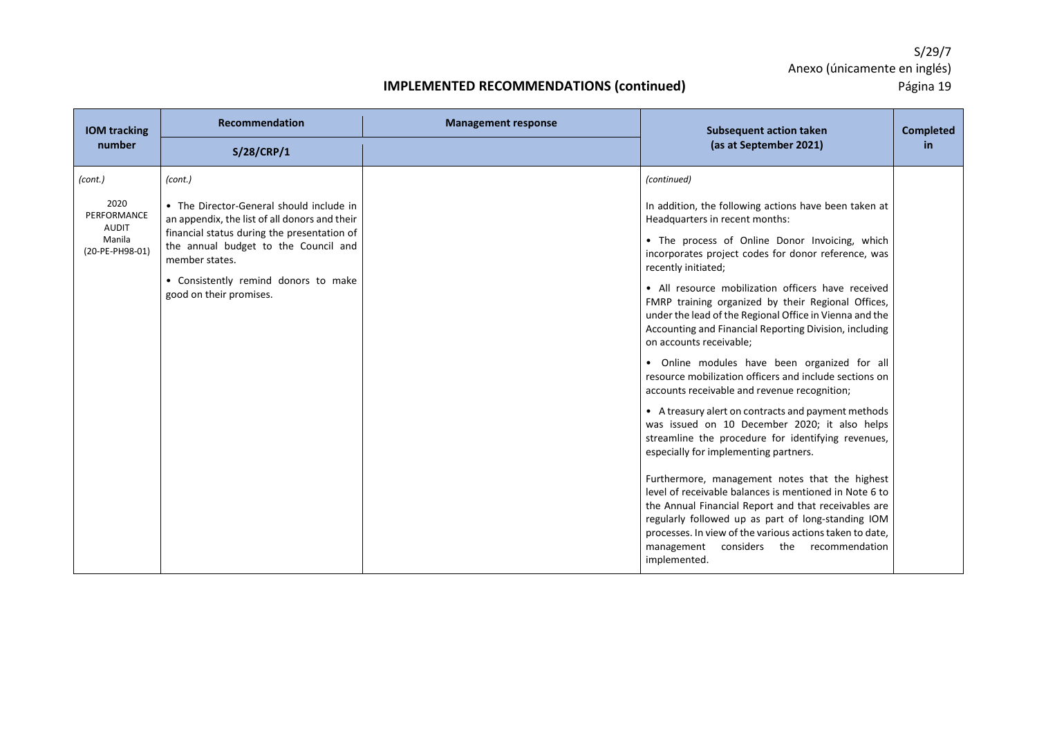## IMPLEMENTED RECOMMENDATIONS (continued)

| IOM tracking number | Recommendation S/28/CRP/1 | Management response | Subsequent action taken (as at September 2021) | Completed in |
|---|---|---|---|---|
| *(cont.)*<br><br>2020 PERFORMANCE AUDIT Manila (20-PE-PH98-01) | *(cont.)*<br><br>• The Director-General should include in an appendix, the list of all donors and their financial status during the presentation of the annual budget to the Council and member states.<br><br>• Consistently remind donors to make good on their promises. | | *(continued)*<br><br>In addition, the following actions have been taken at Headquarters in recent months:<br><br>• The process of Online Donor Invoicing, which incorporates project codes for donor reference, was recently initiated;<br><br>• All resource mobilization officers have received FMRP training organized by their Regional Offices, under the lead of the Regional Office in Vienna and the Accounting and Financial Reporting Division, including on accounts receivable;<br><br>• Online modules have been organized for all resource mobilization officers and include sections on accounts receivable and revenue recognition;<br><br>• A treasury alert on contracts and payment methods was issued on 10 December 2020; it also helps streamline the procedure for identifying revenues, especially for implementing partners.<br><br>Furthermore, management notes that the highest level of receivable balances is mentioned in Note 6 to the Annual Financial Report and that receivables are regularly followed up as part of long-standing IOM processes. In view of the various actions taken to date, management considers the recommendation implemented. | |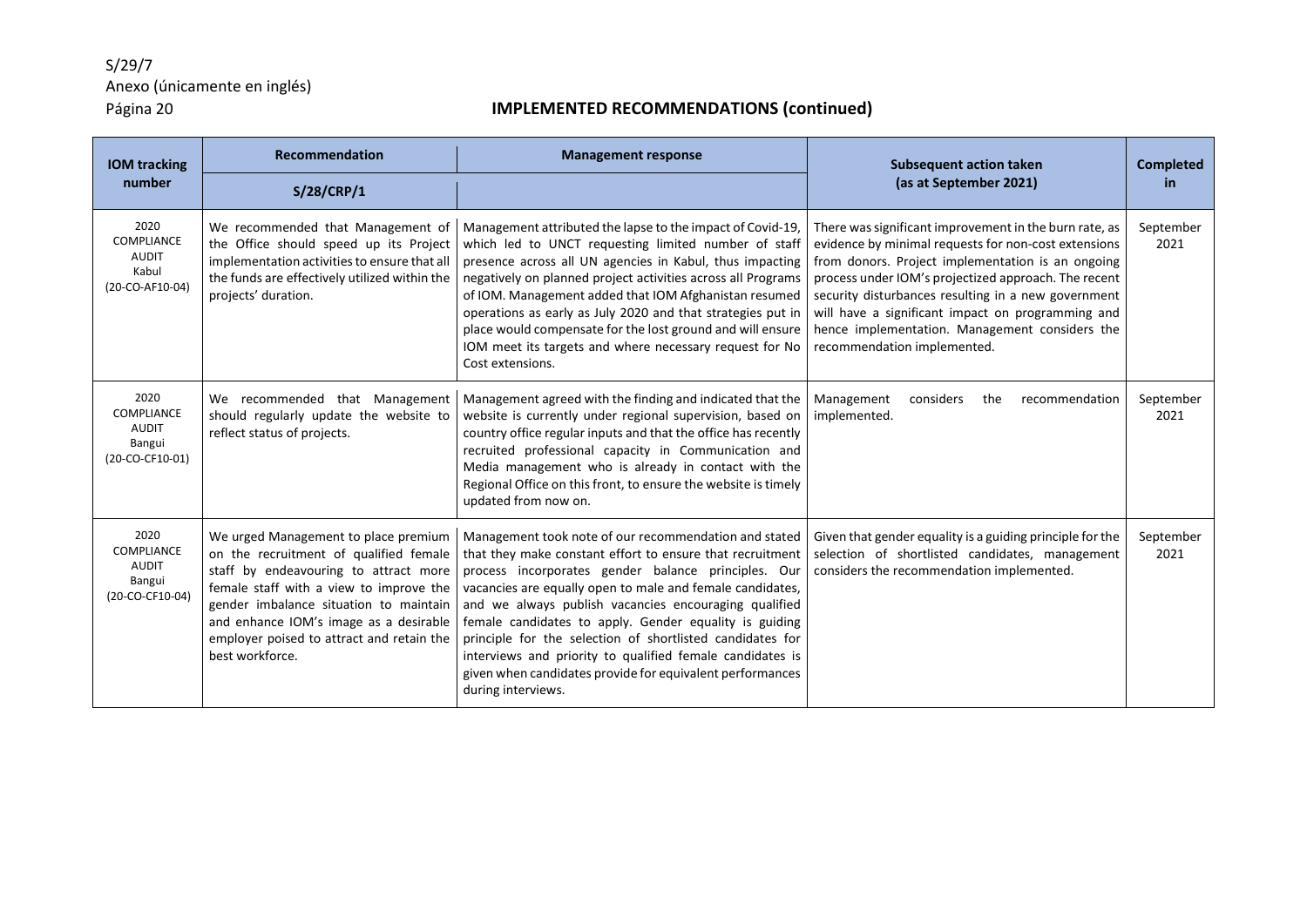## IMPLEMENTED RECOMMENDATIONS (continued)

| IOM tracking number | Recommendation S/28/CRP/1 | Management response | Subsequent action taken (as at September 2021) | Completed in |
|---|---|---|---|---|
| 2020 COMPLIANCE AUDIT Kabul (20-CO-AF10-04) | We recommended that Management of the Office should speed up its Project implementation activities to ensure that all the funds are effectively utilized within the projects' duration. | Management attributed the lapse to the impact of Covid-19, which led to UNCT requesting limited number of staff presence across all UN agencies in Kabul, thus impacting negatively on planned project activities across all Programs of IOM. Management added that IOM Afghanistan resumed operations as early as July 2020 and that strategies put in place would compensate for the lost ground and will ensure IOM meet its targets and where necessary request for No Cost extensions. | There was significant improvement in the burn rate, as evidence by minimal requests for non-cost extensions from donors. Project implementation is an ongoing process under IOM's projectized approach. The recent security disturbances resulting in a new government will have a significant impact on programming and hence implementation. Management considers the recommendation implemented. | September 2021 |
| 2020 COMPLIANCE AUDIT Bangui (20-CO-CF10-01) | We recommended that Management should regularly update the website to reflect status of projects. | Management agreed with the finding and indicated that the website is currently under regional supervision, based on country office regular inputs and that the office has recently recruited professional capacity in Communication and Media management who is already in contact with the Regional Office on this front, to ensure the website is timely updated from now on. | Management considers the recommendation implemented. | September 2021 |
| 2020 COMPLIANCE AUDIT Bangui (20-CO-CF10-04) | We urged Management to place premium on the recruitment of qualified female staff by endeavouring to attract more female staff with a view to improve the gender imbalance situation to maintain and enhance IOM's image as a desirable employer poised to attract and retain the best workforce. | Management took note of our recommendation and stated that they make constant effort to ensure that recruitment process incorporates gender balance principles. Our vacancies are equally open to male and female candidates, and we always publish vacancies encouraging qualified female candidates to apply. Gender equality is guiding principle for the selection of shortlisted candidates for interviews and priority to qualified female candidates is given when candidates provide for equivalent performances during interviews. | Given that gender equality is a guiding principle for the selection of shortlisted candidates, management considers the recommendation implemented. | September 2021 |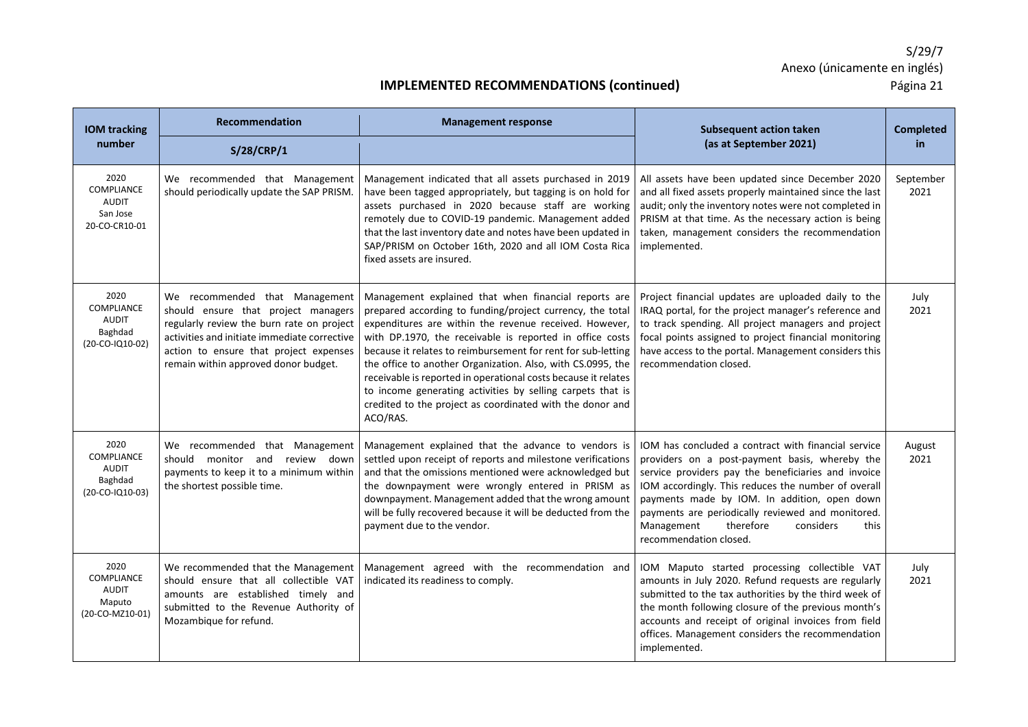## IMPLEMENTED RECOMMENDATIONS (continued)

| IOM tracking number | Recommendation S/28/CRP/1 | Management response | Subsequent action taken (as at September 2021) | Completed in |
|---|---|---|---|---|
| 2020 COMPLIANCE AUDIT San Jose 20-CO-CR10-01 | We recommended that Management should periodically update the SAP PRISM. | Management indicated that all assets purchased in 2019 have been tagged appropriately, but tagging is on hold for assets purchased in 2020 because staff are working remotely due to COVID-19 pandemic. Management added that the last inventory date and notes have been updated in SAP/PRISM on October 16th, 2020 and all IOM Costa Rica fixed assets are insured. | All assets have been updated since December 2020 and all fixed assets properly maintained since the last audit; only the inventory notes were not completed in PRISM at that time. As the necessary action is being taken, management considers the recommendation implemented. | September 2021 |
| 2020 COMPLIANCE AUDIT Baghdad (20-CO-IQ10-02) | We recommended that Management should ensure that project managers regularly review the burn rate on project activities and initiate immediate corrective action to ensure that project expenses remain within approved donor budget. | Management explained that when financial reports are prepared according to funding/project currency, the total expenditures are within the revenue received. However, with DP.1970, the receivable is reported in office costs because it relates to reimbursement for rent for sub-letting the office to another Organization. Also, with CS.0995, the receivable is reported in operational costs because it relates to income generating activities by selling carpets that is credited to the project as coordinated with the donor and ACO/RAS. | Project financial updates are uploaded daily to the IRAQ portal, for the project manager's reference and to track spending. All project managers and project focal points assigned to project financial monitoring have access to the portal. Management considers this recommendation closed. | July 2021 |
| 2020 COMPLIANCE AUDIT Baghdad (20-CO-IQ10-03) | We recommended that Management should monitor and review down payments to keep it to a minimum within the shortest possible time. | Management explained that the advance to vendors is settled upon receipt of reports and milestone verifications and that the omissions mentioned were acknowledged but the downpayment were wrongly entered in PRISM as downpayment. Management added that the wrong amount will be fully recovered because it will be deducted from the payment due to the vendor. | IOM has concluded a contract with financial service providers on a post-payment basis, whereby the service providers pay the beneficiaries and invoice IOM accordingly. This reduces the number of overall payments made by IOM. In addition, open down payments are periodically reviewed and monitored. Management therefore considers this recommendation closed. | August 2021 |
| 2020 COMPLIANCE AUDIT Maputo (20-CO-MZ10-01) | We recommended that the Management should ensure that all collectible VAT amounts are established timely and submitted to the Revenue Authority of Mozambique for refund. | Management agreed with the recommendation and indicated its readiness to comply. | IOM Maputo started processing collectible VAT amounts in July 2020. Refund requests are regularly submitted to the tax authorities by the third week of the month following closure of the previous month's accounts and receipt of original invoices from field offices. Management considers the recommendation implemented. | July 2021 |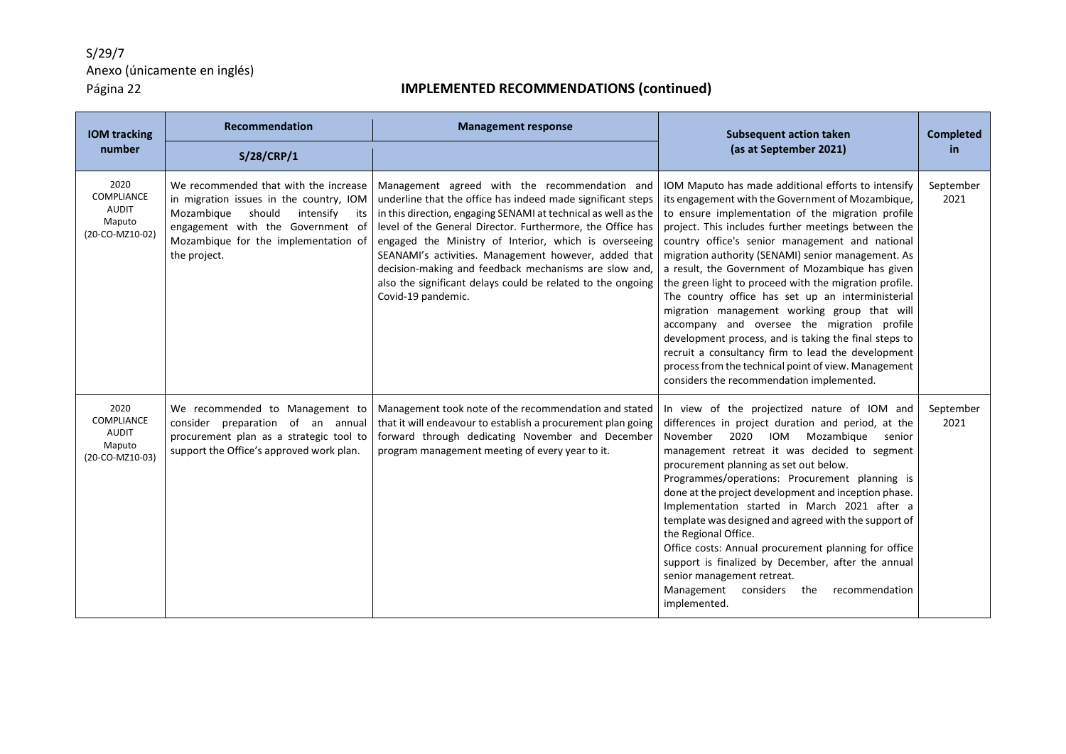## IMPLEMENTED RECOMMENDATIONS (continued)

| IOM tracking number | Recommendation S/28/CRP/1 | Management response | Subsequent action taken (as at September 2021) | Completed in |
|---|---|---|---|---|
| 2020 COMPLIANCE AUDIT Maputo (20-CO-MZ10-02) | We recommended that with the increase in migration issues in the country, IOM Mozambique should intensify its engagement with the Government of Mozambique for the implementation of the project. | Management agreed with the recommendation and underline that the office has indeed made significant steps in this direction, engaging SENAMI at technical as well as the level of the General Director. Furthermore, the Office has engaged the Ministry of Interior, which is overseeing SEANAMI's activities. Management however, added that decision-making and feedback mechanisms are slow and, also the significant delays could be related to the ongoing Covid-19 pandemic. | IOM Maputo has made additional efforts to intensify its engagement with the Government of Mozambique, to ensure implementation of the migration profile project. This includes further meetings between the country office's senior management and national migration authority (SENAMI) senior management. As a result, the Government of Mozambique has given the green light to proceed with the migration profile. The country office has set up an interministerial migration management working group that will accompany and oversee the migration profile development process, and is taking the final steps to recruit a consultancy firm to lead the development process from the technical point of view. Management considers the recommendation implemented. | September 2021 |
| 2020 COMPLIANCE AUDIT Maputo (20-CO-MZ10-03) | We recommended to Management to consider preparation of an annual procurement plan as a strategic tool to support the Office's approved work plan. | Management took note of the recommendation and stated that it will endeavour to establish a procurement plan going forward through dedicating November and December program management meeting of every year to it. | In view of the projectized nature of IOM and differences in project duration and period, at the November 2020 IOM Mozambique senior management retreat it was decided to segment procurement planning as set out below.<br>Programmes/operations: Procurement planning is done at the project development and inception phase. Implementation started in March 2021 after a template was designed and agreed with the support of the Regional Office.<br>Office costs: Annual procurement planning for office support is finalized by December, after the annual senior management retreat.<br>Management considers the recommendation implemented. | September 2021 |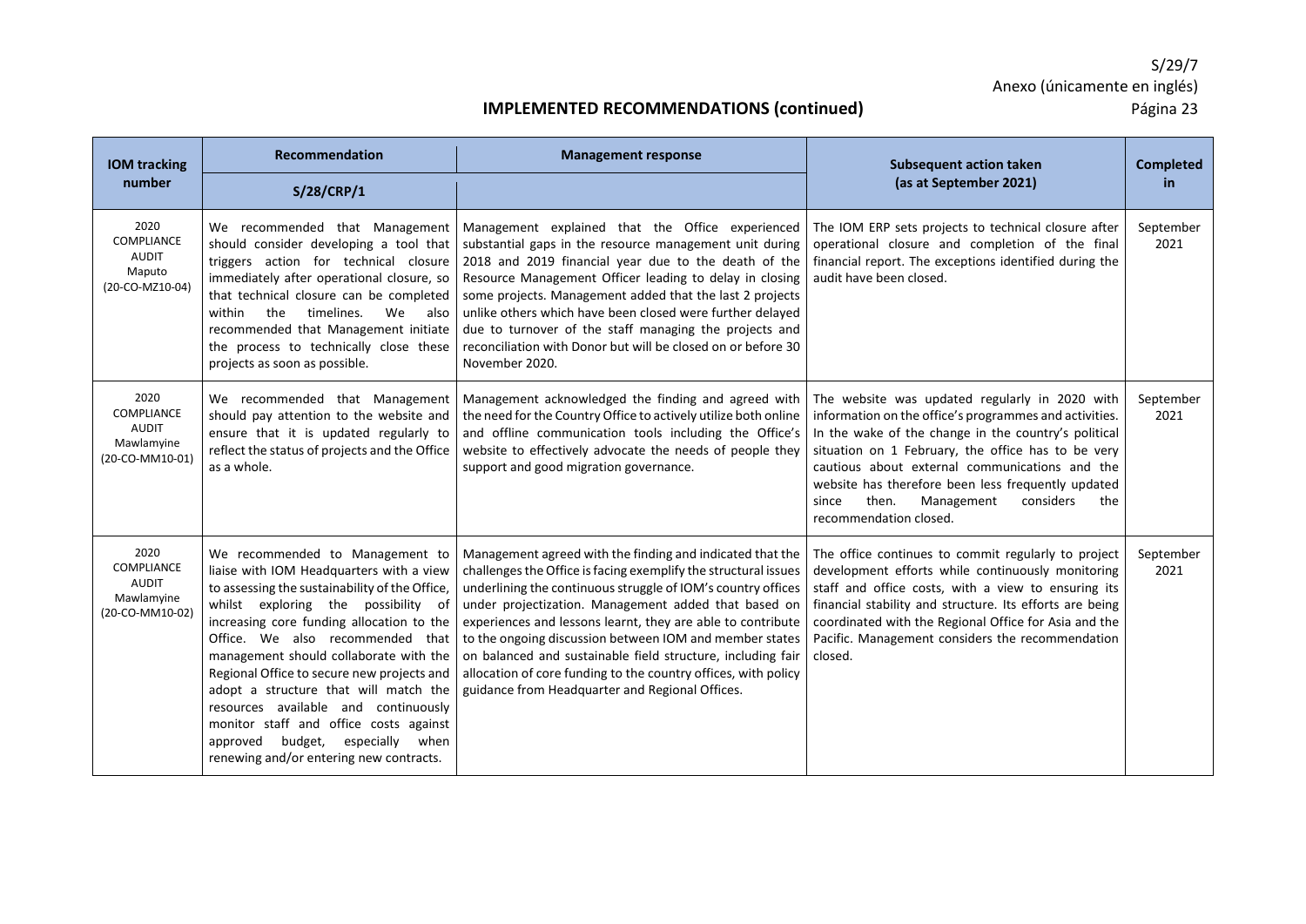## IMPLEMENTED RECOMMENDATIONS (continued)

| IOM tracking number | Recommendation S/28/CRP/1 | Management response | Subsequent action taken (as at September 2021) | Completed in |
|---|---|---|---|---|
| 2020 COMPLIANCE AUDIT Maputo (20-CO-MZ10-04) | We recommended that Management should consider developing a tool that triggers action for technical closure immediately after operational closure, so that technical closure can be completed within the timelines. We also recommended that Management initiate the process to technically close these projects as soon as possible. | Management explained that the Office experienced substantial gaps in the resource management unit during 2018 and 2019 financial year due to the death of the Resource Management Officer leading to delay in closing some projects. Management added that the last 2 projects unlike others which have been closed were further delayed due to turnover of the staff managing the projects and reconciliation with Donor but will be closed on or before 30 November 2020. | The IOM ERP sets projects to technical closure after operational closure and completion of the final financial report. The exceptions identified during the audit have been closed. | September 2021 |
| 2020 COMPLIANCE AUDIT Mawlamyine (20-CO-MM10-01) | We recommended that Management should pay attention to the website and ensure that it is updated regularly to reflect the status of projects and the Office as a whole. | Management acknowledged the finding and agreed with the need for the Country Office to actively utilize both online and offline communication tools including the Office's website to effectively advocate the needs of people they support and good migration governance. | The website was updated regularly in 2020 with information on the office's programmes and activities. In the wake of the change in the country's political situation on 1 February, the office has to be very cautious about external communications and the website has therefore been less frequently updated since then. Management considers the recommendation closed. | September 2021 |
| 2020 COMPLIANCE AUDIT Mawlamyine (20-CO-MM10-02) | We recommended to Management to liaise with IOM Headquarters with a view to assessing the sustainability of the Office, whilst exploring the possibility of increasing core funding allocation to the Office. We also recommended that management should collaborate with the Regional Office to secure new projects and adopt a structure that will match the resources available and continuously monitor staff and office costs against approved budget, especially when renewing and/or entering new contracts. | Management agreed with the finding and indicated that the challenges the Office is facing exemplify the structural issues underlining the continuous struggle of IOM's country offices under projectization. Management added that based on experiences and lessons learnt, they are able to contribute to the ongoing discussion between IOM and member states on balanced and sustainable field structure, including fair allocation of core funding to the country offices, with policy guidance from Headquarter and Regional Offices. | The office continues to commit regularly to project development efforts while continuously monitoring staff and office costs, with a view to ensuring its financial stability and structure. Its efforts are being coordinated with the Regional Office for Asia and the Pacific. Management considers the recommendation closed. | September 2021 |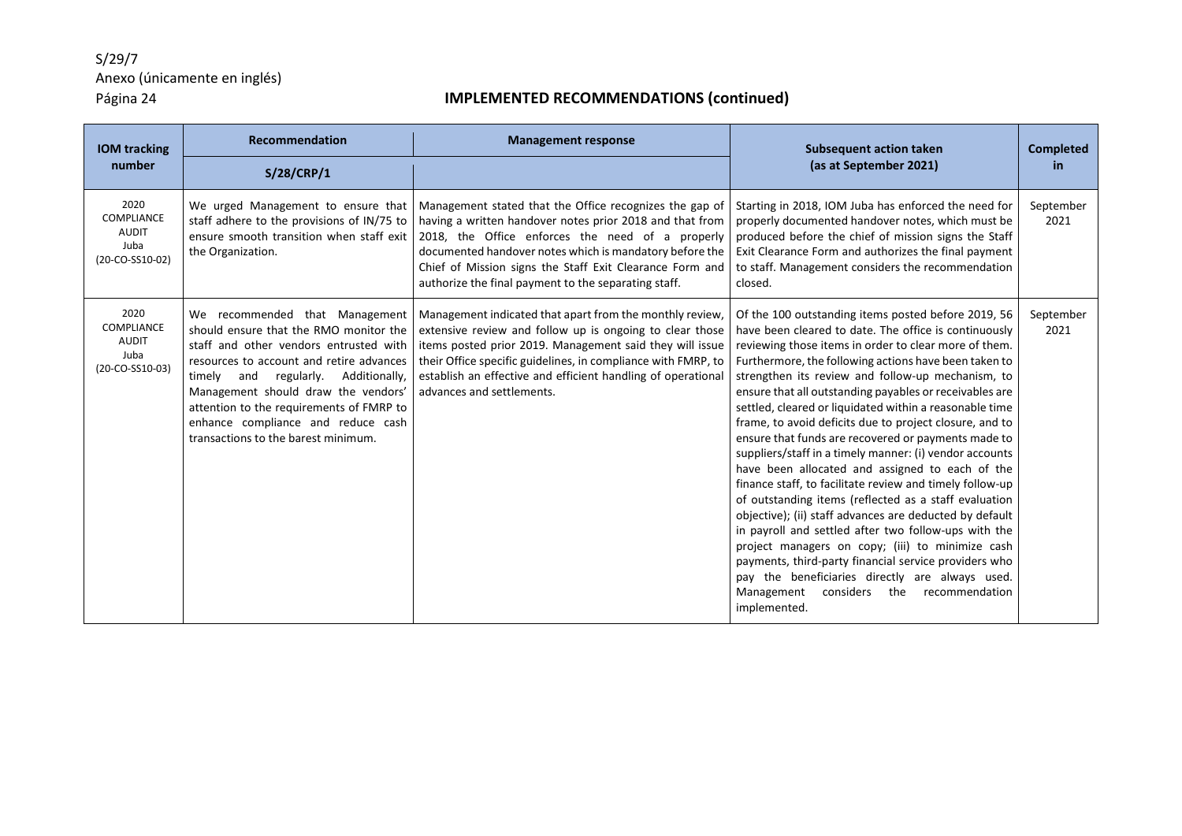## IMPLEMENTED RECOMMENDATIONS (continued)

| IOM tracking number | Recommendation S/28/CRP/1 | Management response | Subsequent action taken (as at September 2021) | Completed in |
|---|---|---|---|---|
| 2020 COMPLIANCE AUDIT Juba (20-CO-SS10-02) | We urged Management to ensure that staff adhere to the provisions of IN/75 to ensure smooth transition when staff exit the Organization. | Management stated that the Office recognizes the gap of having a written handover notes prior 2018 and that from 2018, the Office enforces the need of a properly documented handover notes which is mandatory before the Chief of Mission signs the Staff Exit Clearance Form and authorize the final payment to the separating staff. | Starting in 2018, IOM Juba has enforced the need for properly documented handover notes, which must be produced before the chief of mission signs the Staff Exit Clearance Form and authorizes the final payment to staff. Management considers the recommendation closed. | September 2021 |
| 2020 COMPLIANCE AUDIT Juba (20-CO-SS10-03) | We recommended that Management should ensure that the RMO monitor the staff and other vendors entrusted with resources to account and retire advances timely and regularly. Additionally, Management should draw the vendors' attention to the requirements of FMRP to enhance compliance and reduce cash transactions to the barest minimum. | Management indicated that apart from the monthly review, extensive review and follow up is ongoing to clear those items posted prior 2019. Management said they will issue their Office specific guidelines, in compliance with FMRP, to establish an effective and efficient handling of operational advances and settlements. | Of the 100 outstanding items posted before 2019, 56 have been cleared to date. The office is continuously reviewing those items in order to clear more of them. Furthermore, the following actions have been taken to strengthen its review and follow-up mechanism, to ensure that all outstanding payables or receivables are settled, cleared or liquidated within a reasonable time frame, to avoid deficits due to project closure, and to ensure that funds are recovered or payments made to suppliers/staff in a timely manner: (i) vendor accounts have been allocated and assigned to each of the finance staff, to facilitate review and timely follow-up of outstanding items (reflected as a staff evaluation objective); (ii) staff advances are deducted by default in payroll and settled after two follow-ups with the project managers on copy; (iii) to minimize cash payments, third-party financial service providers who pay the beneficiaries directly are always used. Management considers the recommendation implemented. | September 2021 |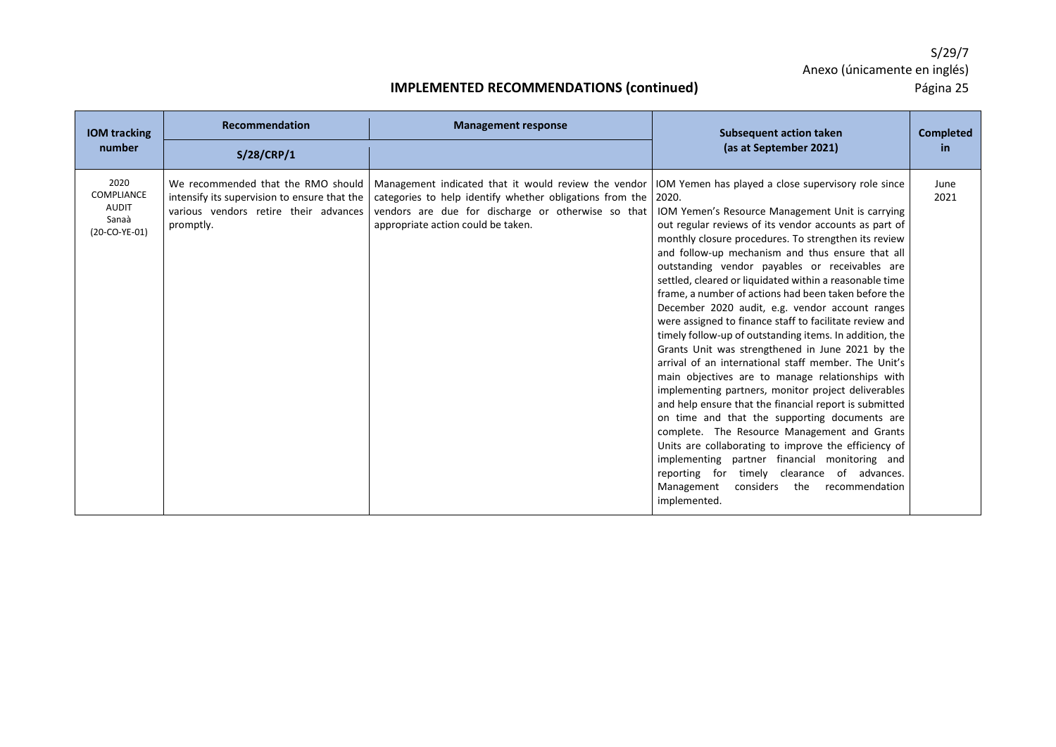## IMPLEMENTED RECOMMENDATIONS (continued)

| IOM tracking number | Recommendation | Management response | Subsequent action taken (as at September 2021) | Completed in |
|---|---|---|---|---|
| | S/28/CRP/1 | | | |
| 2020 COMPLIANCE AUDIT Sanaà (20-CO-YE-01) | We recommended that the RMO should intensify its supervision to ensure that the various vendors retire their advances promptly. | Management indicated that it would review the vendor categories to help identify whether obligations from the vendors are due for discharge or otherwise so that appropriate action could be taken. | IOM Yemen has played a close supervisory role since 2020. IOM Yemen's Resource Management Unit is carrying out regular reviews of its vendor accounts as part of monthly closure procedures. To strengthen its review and follow-up mechanism and thus ensure that all outstanding vendor payables or receivables are settled, cleared or liquidated within a reasonable time frame, a number of actions had been taken before the December 2020 audit, e.g. vendor account ranges were assigned to finance staff to facilitate review and timely follow-up of outstanding items. In addition, the Grants Unit was strengthened in June 2021 by the arrival of an international staff member. The Unit's main objectives are to manage relationships with implementing partners, monitor project deliverables and help ensure that the financial report is submitted on time and that the supporting documents are complete. The Resource Management and Grants Units are collaborating to improve the efficiency of implementing partner financial monitoring and reporting for timely clearance of advances. Management considers the recommendation implemented. | June 2021 |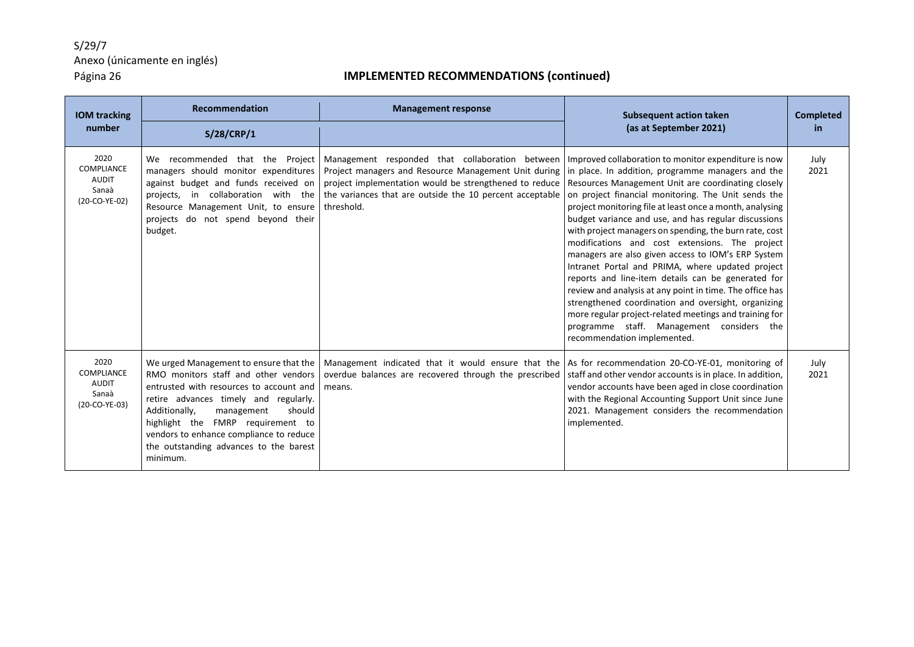## IMPLEMENTED RECOMMENDATIONS (continued)

| IOM tracking number | Recommendation S/28/CRP/1 | Management response | Subsequent action taken (as at September 2021) | Completed in |
|---|---|---|---|---|
| 2020 COMPLIANCE AUDIT Sanaà (20-CO-YE-02) | We recommended that the Project managers should monitor expenditures against budget and funds received on projects, in collaboration with the Resource Management Unit, to ensure projects do not spend beyond their budget. | Management responded that collaboration between Project managers and Resource Management Unit during project implementation would be strengthened to reduce the variances that are outside the 10 percent acceptable threshold. | Improved collaboration to monitor expenditure is now in place. In addition, programme managers and the Resources Management Unit are coordinating closely on project financial monitoring. The Unit sends the project monitoring file at least once a month, analysing budget variance and use, and has regular discussions with project managers on spending, the burn rate, cost modifications and cost extensions. The project managers are also given access to IOM's ERP System Intranet Portal and PRIMA, where updated project reports and line-item details can be generated for review and analysis at any point in time. The office has strengthened coordination and oversight, organizing more regular project-related meetings and training for programme staff. Management considers the recommendation implemented. | July 2021 |
| 2020 COMPLIANCE AUDIT Sanaà (20-CO-YE-03) | We urged Management to ensure that the RMO monitors staff and other vendors entrusted with resources to account and retire advances timely and regularly. Additionally, management should highlight the FMRP requirement to vendors to enhance compliance to reduce the outstanding advances to the barest minimum. | Management indicated that it would ensure that the overdue balances are recovered through the prescribed means. | As for recommendation 20-CO-YE-01, monitoring of staff and other vendor accounts is in place. In addition, vendor accounts have been aged in close coordination with the Regional Accounting Support Unit since June 2021. Management considers the recommendation implemented. | July 2021 |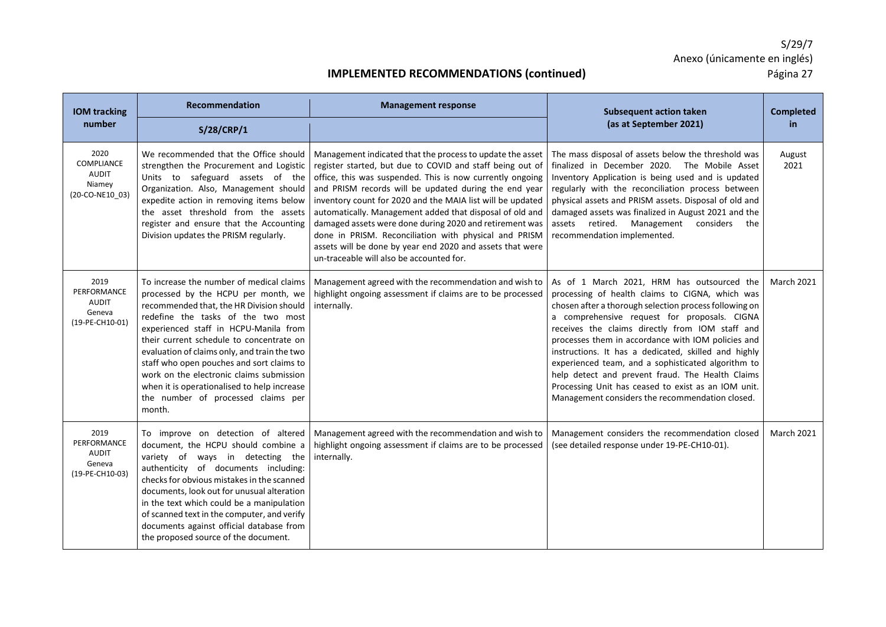## IMPLEMENTED RECOMMENDATIONS (continued)

| IOM tracking number | Recommendation S/28/CRP/1 | Management response | Subsequent action taken (as at September 2021) | Completed in |
|---|---|---|---|---|
| 2020 COMPLIANCE AUDIT Niamey (20-CO-NE10_03) | We recommended that the Office should strengthen the Procurement and Logistic Units to safeguard assets of the Organization. Also, Management should expedite action in removing items below the asset threshold from the assets register and ensure that the Accounting Division updates the PRISM regularly. | Management indicated that the process to update the asset register started, but due to COVID and staff being out of office, this was suspended. This is now currently ongoing and PRISM records will be updated during the end year inventory count for 2020 and the MAIA list will be updated automatically. Management added that disposal of old and damaged assets were done during 2020 and retirement was done in PRISM. Reconciliation with physical and PRISM assets will be done by year end 2020 and assets that were un-traceable will also be accounted for. | The mass disposal of assets below the threshold was finalized in December 2020. The Mobile Asset Inventory Application is being used and is updated regularly with the reconciliation process between physical assets and PRISM assets. Disposal of old and damaged assets was finalized in August 2021 and the assets retired. Management considers the recommendation implemented. | August 2021 |
| 2019 PERFORMANCE AUDIT Geneva (19-PE-CH10-01) | To increase the number of medical claims processed by the HCPU per month, we recommended that, the HR Division should redefine the tasks of the two most experienced staff in HCPU-Manila from their current schedule to concentrate on evaluation of claims only, and train the two staff who open pouches and sort claims to work on the electronic claims submission when it is operationalised to help increase the number of processed claims per month. | Management agreed with the recommendation and wish to highlight ongoing assessment if claims are to be processed internally. | As of 1 March 2021, HRM has outsourced the processing of health claims to CIGNA, which was chosen after a thorough selection process following on a comprehensive request for proposals. CIGNA receives the claims directly from IOM staff and processes them in accordance with IOM policies and instructions. It has a dedicated, skilled and highly experienced team, and a sophisticated algorithm to help detect and prevent fraud. The Health Claims Processing Unit has ceased to exist as an IOM unit. Management considers the recommendation closed. | March 2021 |
| 2019 PERFORMANCE AUDIT Geneva (19-PE-CH10-03) | To improve on detection of altered document, the HCPU should combine a variety of ways in detecting the authenticity of documents including: checks for obvious mistakes in the scanned documents, look out for unusual alteration in the text which could be a manipulation of scanned text in the computer, and verify documents against official database from the proposed source of the document. | Management agreed with the recommendation and wish to highlight ongoing assessment if claims are to be processed internally. | Management considers the recommendation closed (see detailed response under 19-PE-CH10-01). | March 2021 |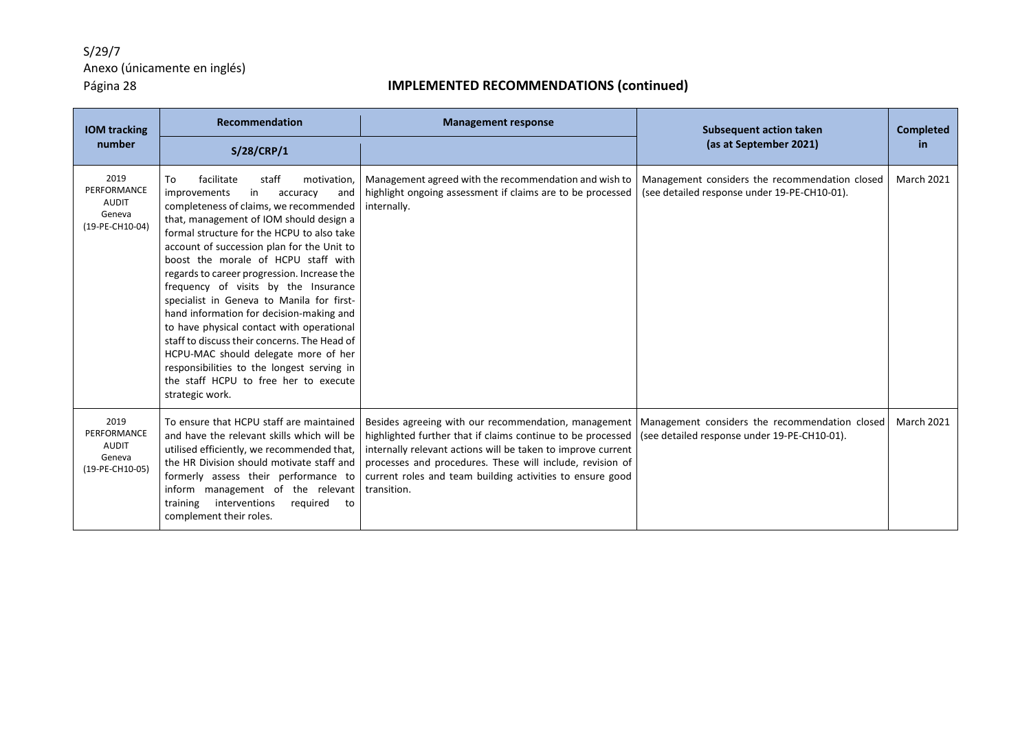## IMPLEMENTED RECOMMENDATIONS (continued)

| IOM tracking number | Recommendation S/28/CRP/1 | Management response | Subsequent action taken (as at September 2021) | Completed in |
|---|---|---|---|---|
| 2019 PERFORMANCE AUDIT Geneva (19-PE-CH10-04) | To facilitate staff motivation, improvements in accuracy and completeness of claims, we recommended that, management of IOM should design a formal structure for the HCPU to also take account of succession plan for the Unit to boost the morale of HCPU staff with regards to career progression. Increase the frequency of visits by the Insurance specialist in Geneva to Manila for first-hand information for decision-making and to have physical contact with operational staff to discuss their concerns. The Head of HCPU-MAC should delegate more of her responsibilities to the longest serving in the staff HCPU to free her to execute strategic work. | Management agreed with the recommendation and wish to highlight ongoing assessment if claims are to be processed internally. | Management considers the recommendation closed (see detailed response under 19-PE-CH10-01). | March 2021 |
| 2019 PERFORMANCE AUDIT Geneva (19-PE-CH10-05) | To ensure that HCPU staff are maintained and have the relevant skills which will be utilised efficiently, we recommended that, the HR Division should motivate staff and formerly assess their performance to inform management of the relevant training interventions required to complement their roles. | Besides agreeing with our recommendation, management highlighted further that if claims continue to be processed internally relevant actions will be taken to improve current processes and procedures. These will include, revision of current roles and team building activities to ensure good transition. | Management considers the recommendation closed (see detailed response under 19-PE-CH10-01). | March 2021 |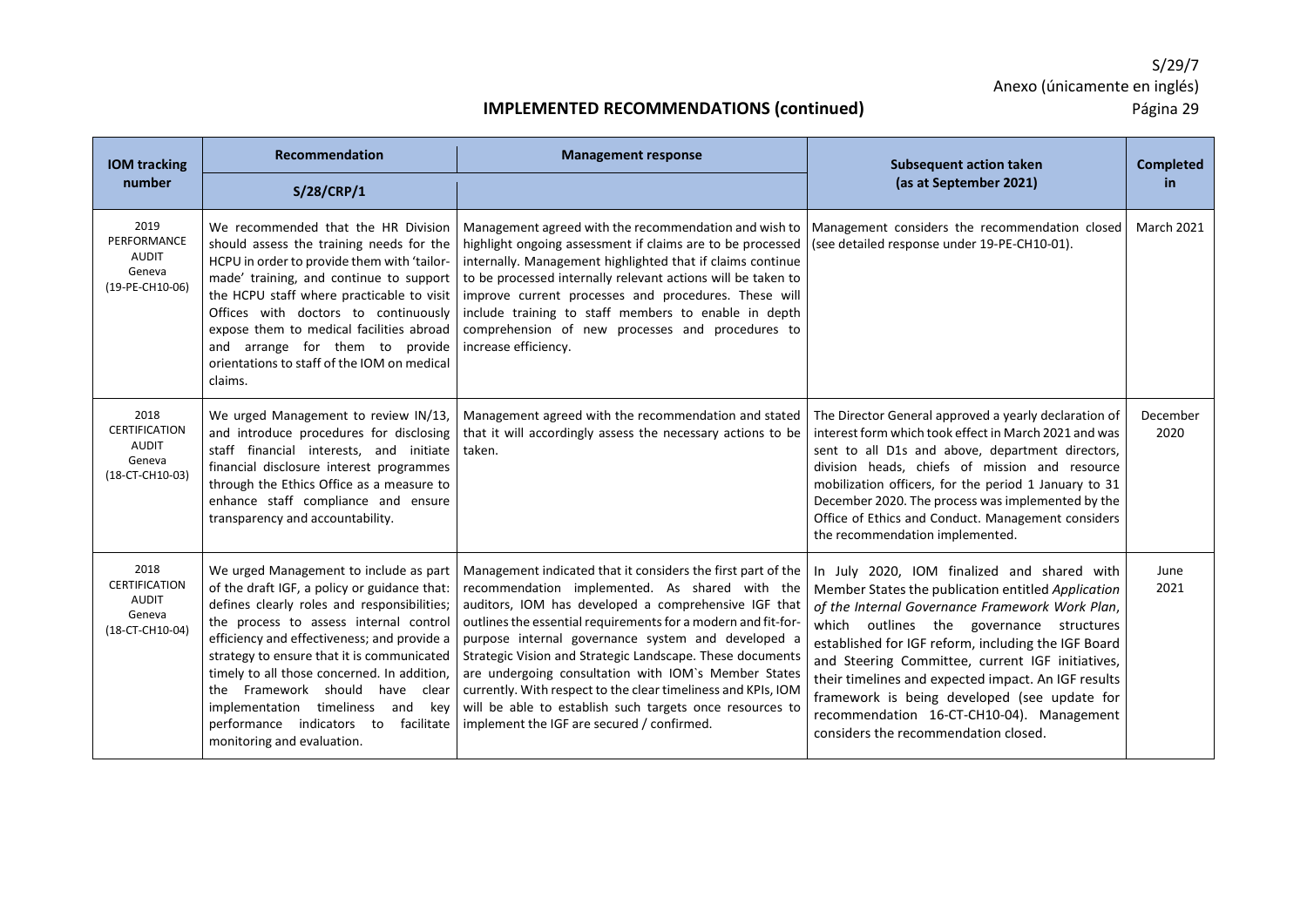## IMPLEMENTED RECOMMENDATIONS (continued)

| IOM tracking number | Recommendation | Management response | Subsequent action taken (as at September 2021) | Completed in |
|---|---|---|---|---|
| | S/28/CRP/1 | | | |
| 2019 PERFORMANCE AUDIT Geneva (19-PE-CH10-06) | We recommended that the HR Division should assess the training needs for the HCPU in order to provide them with 'tailor-made' training, and continue to support the HCPU staff where practicable to visit Offices with doctors to continuously expose them to medical facilities abroad and arrange for them to provide orientations to staff of the IOM on medical claims. | Management agreed with the recommendation and wish to highlight ongoing assessment if claims are to be processed internally. Management highlighted that if claims continue to be processed internally relevant actions will be taken to improve current processes and procedures. These will include training to staff members to enable in depth comprehension of new processes and procedures to increase efficiency. | Management considers the recommendation closed (see detailed response under 19-PE-CH10-01). | March 2021 |
| 2018 CERTIFICATION AUDIT Geneva (18-CT-CH10-03) | We urged Management to review IN/13, and introduce procedures for disclosing staff financial interests, and initiate financial disclosure interest programmes through the Ethics Office as a measure to enhance staff compliance and ensure transparency and accountability. | Management agreed with the recommendation and stated that it will accordingly assess the necessary actions to be taken. | The Director General approved a yearly declaration of interest form which took effect in March 2021 and was sent to all D1s and above, department directors, division heads, chiefs of mission and resource mobilization officers, for the period 1 January to 31 December 2020. The process was implemented by the Office of Ethics and Conduct. Management considers the recommendation implemented. | December 2020 |
| 2018 CERTIFICATION AUDIT Geneva (18-CT-CH10-04) | We urged Management to include as part of the draft IGF, a policy or guidance that: defines clearly roles and responsibilities; the process to assess internal control efficiency and effectiveness; and provide a strategy to ensure that it is communicated timely to all those concerned. In addition, the Framework should have clear implementation timeliness and key performance indicators to facilitate monitoring and evaluation. | Management indicated that it considers the first part of the recommendation implemented. As shared with the auditors, IOM has developed a comprehensive IGF that outlines the essential requirements for a modern and fit-for-purpose internal governance system and developed a Strategic Vision and Strategic Landscape. These documents are undergoing consultation with IOM`s Member States currently. With respect to the clear timeliness and KPIs, IOM will be able to establish such targets once resources to implement the IGF are secured / confirmed. | In July 2020, IOM finalized and shared with Member States the publication entitled *Application of the Internal Governance Framework Work Plan*, which outlines the governance structures established for IGF reform, including the IGF Board and Steering Committee, current IGF initiatives, their timelines and expected impact. An IGF results framework is being developed (see update for recommendation 16-CT-CH10-04). Management considers the recommendation closed. | June 2021 |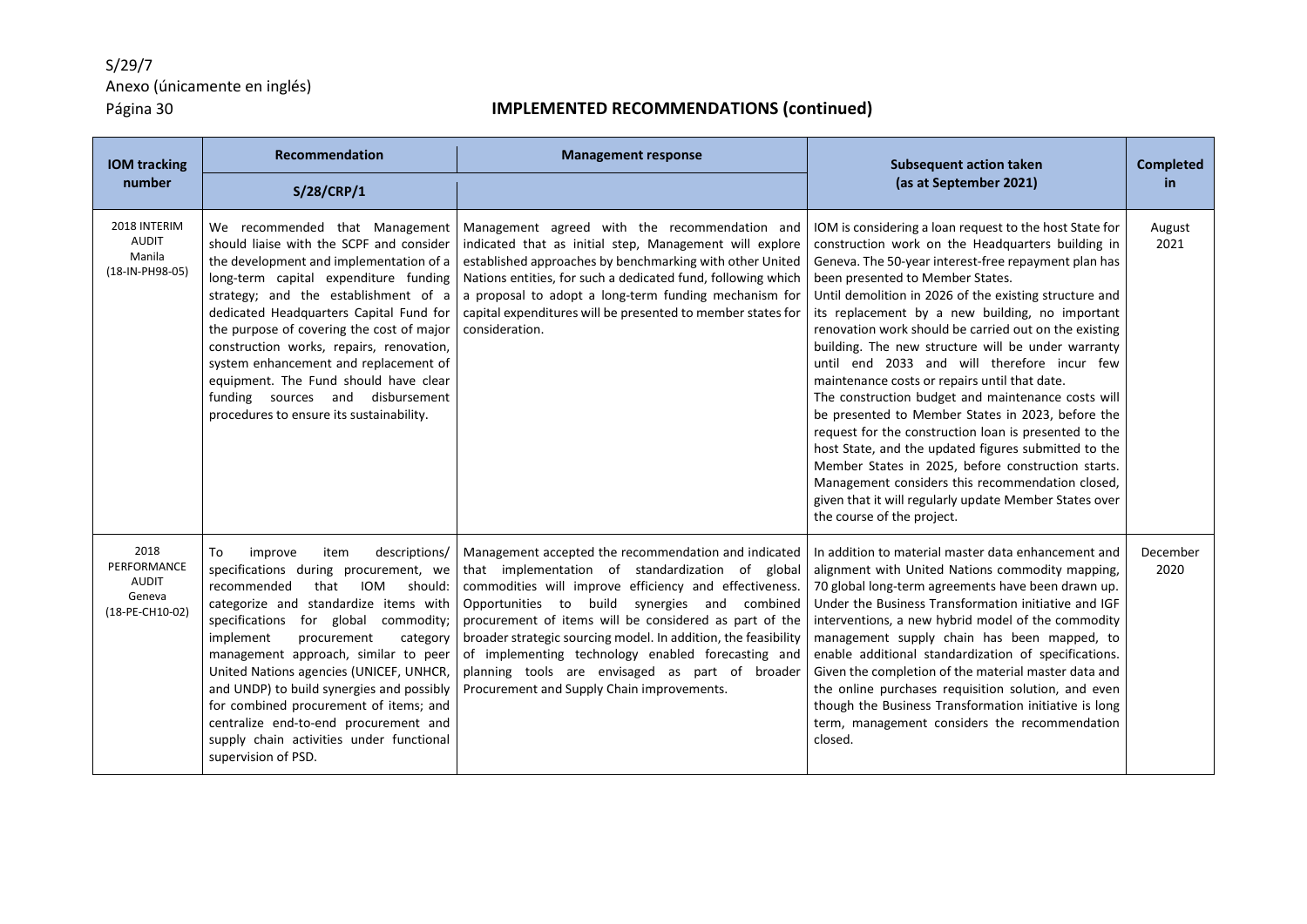## IMPLEMENTED RECOMMENDATIONS (continued)

| IOM tracking number | Recommendation S/28/CRP/1 | Management response | Subsequent action taken (as at September 2021) | Completed in |
|---|---|---|---|---|
| 2018 INTERIM AUDIT Manila (18-IN-PH98-05) | We recommended that Management should liaise with the SCPF and consider the development and implementation of a long-term capital expenditure funding strategy; and the establishment of a dedicated Headquarters Capital Fund for the purpose of covering the cost of major construction works, repairs, renovation, system enhancement and replacement of equipment. The Fund should have clear funding sources and disbursement procedures to ensure its sustainability. | Management agreed with the recommendation and indicated that as initial step, Management will explore established approaches by benchmarking with other United Nations entities, for such a dedicated fund, following which a proposal to adopt a long-term funding mechanism for capital expenditures will be presented to member states for consideration. | IOM is considering a loan request to the host State for construction work on the Headquarters building in Geneva. The 50-year interest-free repayment plan has been presented to Member States.<br>Until demolition in 2026 of the existing structure and its replacement by a new building, no important renovation work should be carried out on the existing building. The new structure will be under warranty until end 2033 and will therefore incur few maintenance costs or repairs until that date.<br>The construction budget and maintenance costs will be presented to Member States in 2023, before the request for the construction loan is presented to the host State, and the updated figures submitted to the Member States in 2025, before construction starts. Management considers this recommendation closed, given that it will regularly update Member States over the course of the project. | August 2021 |
| 2018 PERFORMANCE AUDIT Geneva (18-PE-CH10-02) | To improve item descriptions/ specifications during procurement, we recommended that IOM should: categorize and standardize items with specifications for global commodity; implement procurement category management approach, similar to peer United Nations agencies (UNICEF, UNHCR, and UNDP) to build synergies and possibly for combined procurement of items; and centralize end-to-end procurement and supply chain activities under functional supervision of PSD. | Management accepted the recommendation and indicated that implementation of standardization of global commodities will improve efficiency and effectiveness. Opportunities to build synergies and combined procurement of items will be considered as part of the broader strategic sourcing model. In addition, the feasibility of implementing technology enabled forecasting and planning tools are envisaged as part of broader Procurement and Supply Chain improvements. | In addition to material master data enhancement and alignment with United Nations commodity mapping, 70 global long-term agreements have been drawn up. Under the Business Transformation initiative and IGF interventions, a new hybrid model of the commodity management supply chain has been mapped, to enable additional standardization of specifications. Given the completion of the material master data and the online purchases requisition solution, and even though the Business Transformation initiative is long term, management considers the recommendation closed. | December 2020 |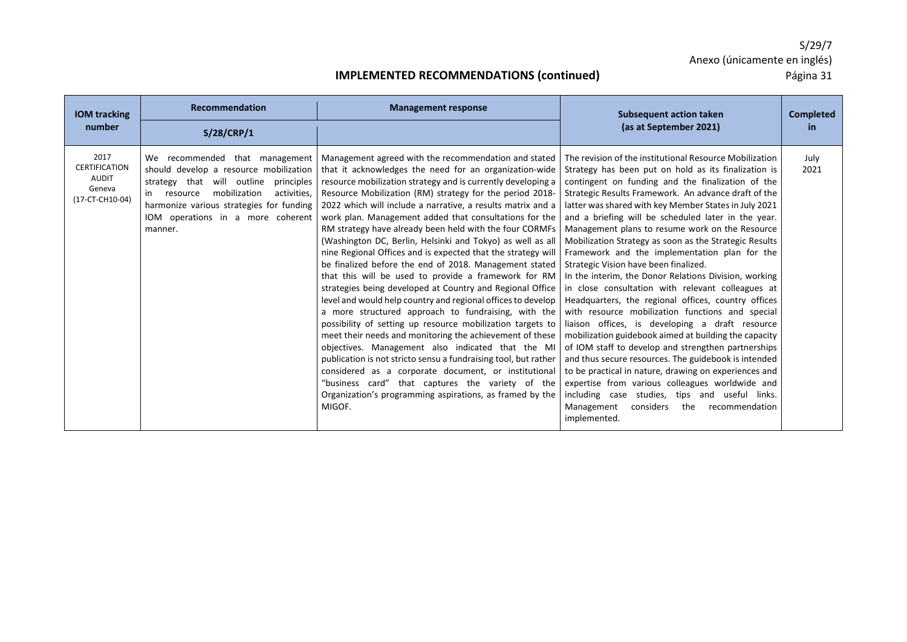## IMPLEMENTED RECOMMENDATIONS (continued)

| IOM tracking number | Recommendation S/28/CRP/1 | Management response | Subsequent action taken (as at September 2021) | Completed in |
|---|---|---|---|---|
| 2017 CERTIFICATION AUDIT Geneva (17-CT-CH10-04) | We recommended that management should develop a resource mobilization strategy that will outline principles in resource mobilization activities, harmonize various strategies for funding IOM operations in a more coherent manner. | Management agreed with the recommendation and stated that it acknowledges the need for an organization-wide resource mobilization strategy and is currently developing a Resource Mobilization (RM) strategy for the period 2018-2022 which will include a narrative, a results matrix and a work plan. Management added that consultations for the RM strategy have already been held with the four CORMFs (Washington DC, Berlin, Helsinki and Tokyo) as well as all nine Regional Offices and is expected that the strategy will be finalized before the end of 2018. Management stated that this will be used to provide a framework for RM strategies being developed at Country and Regional Office level and would help country and regional offices to develop a more structured approach to fundraising, with the possibility of setting up resource mobilization targets to meet their needs and monitoring the achievement of these objectives. Management also indicated that the MI publication is not stricto sensu a fundraising tool, but rather considered as a corporate document, or institutional "business card" that captures the variety of the Organization's programming aspirations, as framed by the MIGOF. | The revision of the institutional Resource Mobilization Strategy has been put on hold as its finalization is contingent on funding and the finalization of the Strategic Results Framework. An advance draft of the latter was shared with key Member States in July 2021 and a briefing will be scheduled later in the year. Management plans to resume work on the Resource Mobilization Strategy as soon as the Strategic Results Framework and the implementation plan for the Strategic Vision have been finalized.<br>In the interim, the Donor Relations Division, working in close consultation with relevant colleagues at Headquarters, the regional offices, country offices with resource mobilization functions and special liaison offices, is developing a draft resource mobilization guidebook aimed at building the capacity of IOM staff to develop and strengthen partnerships and thus secure resources. The guidebook is intended to be practical in nature, drawing on experiences and expertise from various colleagues worldwide and including case studies, tips and useful links. Management considers the recommendation implemented. | July 2021 |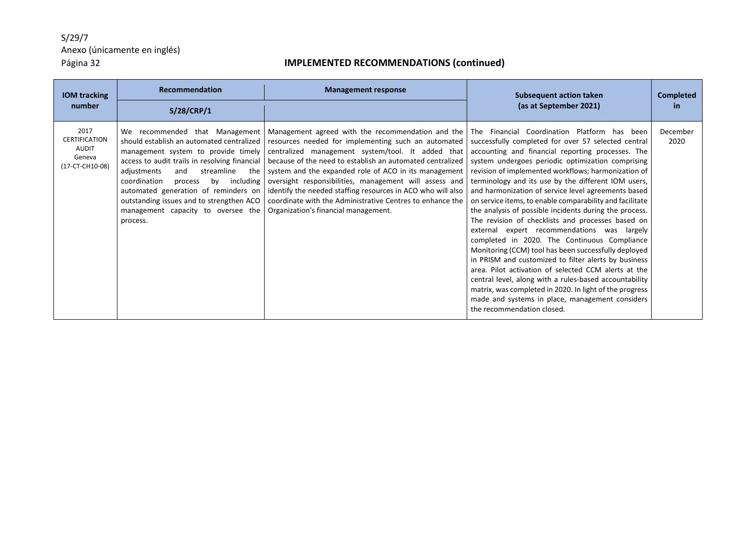## IMPLEMENTED RECOMMENDATIONS (continued)

| IOM tracking number | Recommendation S/28/CRP/1 | Management response | Subsequent action taken (as at September 2021) | Completed in |
|---|---|---|---|---|
| 2017 CERTIFICATION AUDIT Geneva (17-CT-CH10-08) | We recommended that Management should establish an automated centralized management system to provide timely access to audit trails in resolving financial adjustments and streamline the coordination process by including automated generation of reminders on outstanding issues and to strengthen ACO management capacity to oversee the process. | Management agreed with the recommendation and the resources needed for implementing such an automated centralized management system/tool. It added that because of the need to establish an automated centralized system and the expanded role of ACO in its management oversight responsibilities, management will assess and identify the needed staffing resources in ACO who will also coordinate with the Administrative Centres to enhance the Organization's financial management. | The Financial Coordination Platform has been successfully completed for over 57 selected central accounting and financial reporting processes. The system undergoes periodic optimization comprising revision of implemented workflows; harmonization of terminology and its use by the different IOM users, and harmonization of service level agreements based on service items, to enable comparability and facilitate the analysis of possible incidents during the process. The revision of checklists and processes based on external expert recommendations was largely completed in 2020. The Continuous Compliance Monitoring (CCM) tool has been successfully deployed in PRISM and customized to filter alerts by business area. Pilot activation of selected CCM alerts at the central level, along with a rules-based accountability matrix, was completed in 2020. In light of the progress made and systems in place, management considers the recommendation closed. | December 2020 |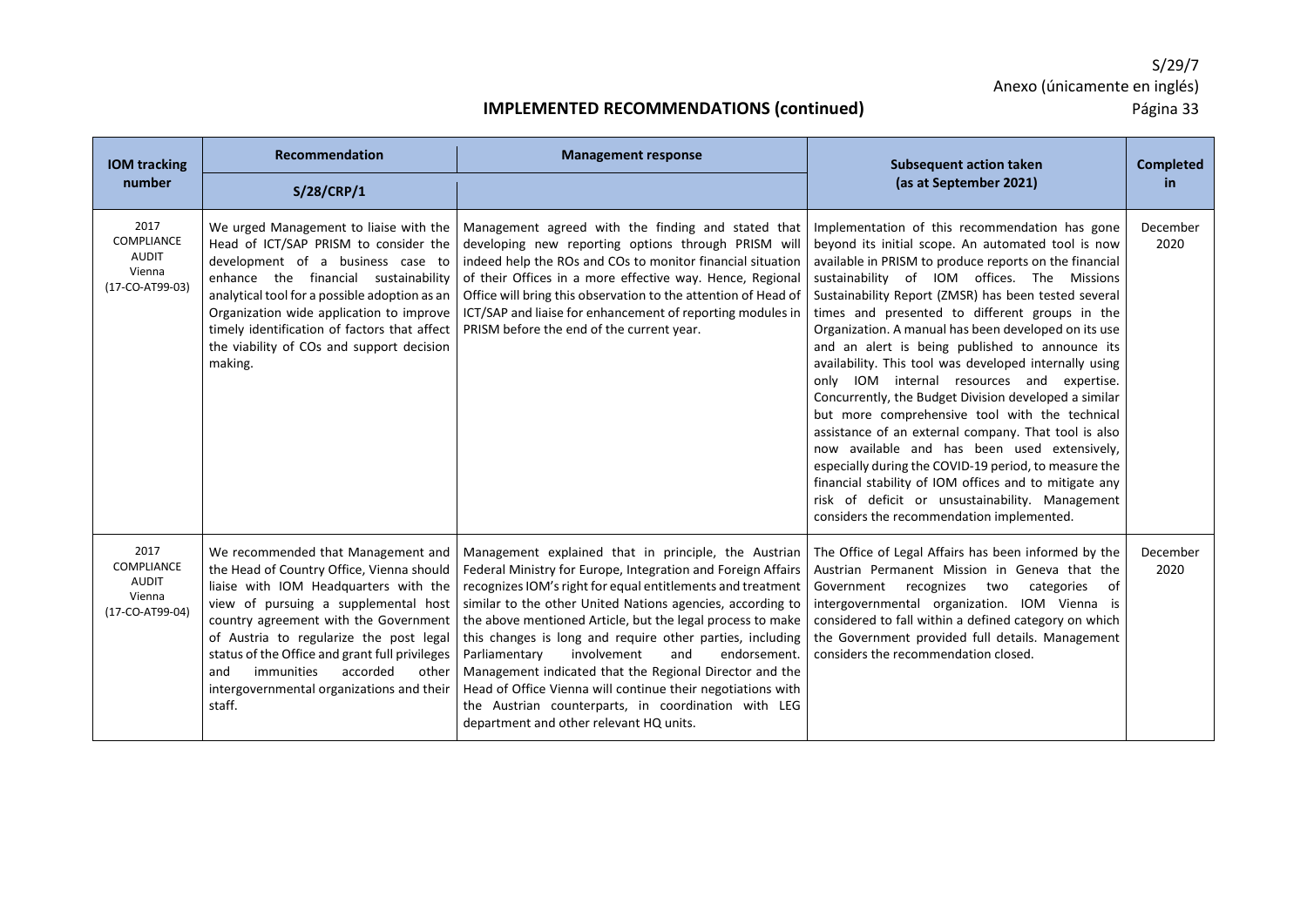## IMPLEMENTED RECOMMENDATIONS (continued)

| IOM tracking number | Recommendation S/28/CRP/1 | Management response | Subsequent action taken (as at September 2021) | Completed in |
|---|---|---|---|---|
| 2017 COMPLIANCE AUDIT Vienna (17-CO-AT99-03) | We urged Management to liaise with the Head of ICT/SAP PRISM to consider the development of a business case to enhance the financial sustainability analytical tool for a possible adoption as an Organization wide application to improve timely identification of factors that affect the viability of COs and support decision making. | Management agreed with the finding and stated that developing new reporting options through PRISM will indeed help the ROs and COs to monitor financial situation of their Offices in a more effective way. Hence, Regional Office will bring this observation to the attention of Head of ICT/SAP and liaise for enhancement of reporting modules in PRISM before the end of the current year. | Implementation of this recommendation has gone beyond its initial scope. An automated tool is now available in PRISM to produce reports on the financial sustainability of IOM offices. The Missions Sustainability Report (ZMSR) has been tested several times and presented to different groups in the Organization. A manual has been developed on its use and an alert is being published to announce its availability. This tool was developed internally using only IOM internal resources and expertise. Concurrently, the Budget Division developed a similar but more comprehensive tool with the technical assistance of an external company. That tool is also now available and has been used extensively, especially during the COVID-19 period, to measure the financial stability of IOM offices and to mitigate any risk of deficit or unsustainability. Management considers the recommendation implemented. | December 2020 |
| 2017 COMPLIANCE AUDIT Vienna (17-CO-AT99-04) | We recommended that Management and the Head of Country Office, Vienna should liaise with IOM Headquarters with the view of pursuing a supplemental host country agreement with the Government of Austria to regularize the post legal status of the Office and grant full privileges and immunities accorded other intergovernmental organizations and their staff. | Management explained that in principle, the Austrian Federal Ministry for Europe, Integration and Foreign Affairs recognizes IOM's right for equal entitlements and treatment similar to the other United Nations agencies, according to the above mentioned Article, but the legal process to make this changes is long and require other parties, including Parliamentary involvement and endorsement. Management indicated that the Regional Director and the Head of Office Vienna will continue their negotiations with the Austrian counterparts, in coordination with LEG department and other relevant HQ units. | The Office of Legal Affairs has been informed by the Austrian Permanent Mission in Geneva that the Government recognizes two categories of intergovernmental organization. IOM Vienna is considered to fall within a defined category on which the Government provided full details. Management considers the recommendation closed. | December 2020 |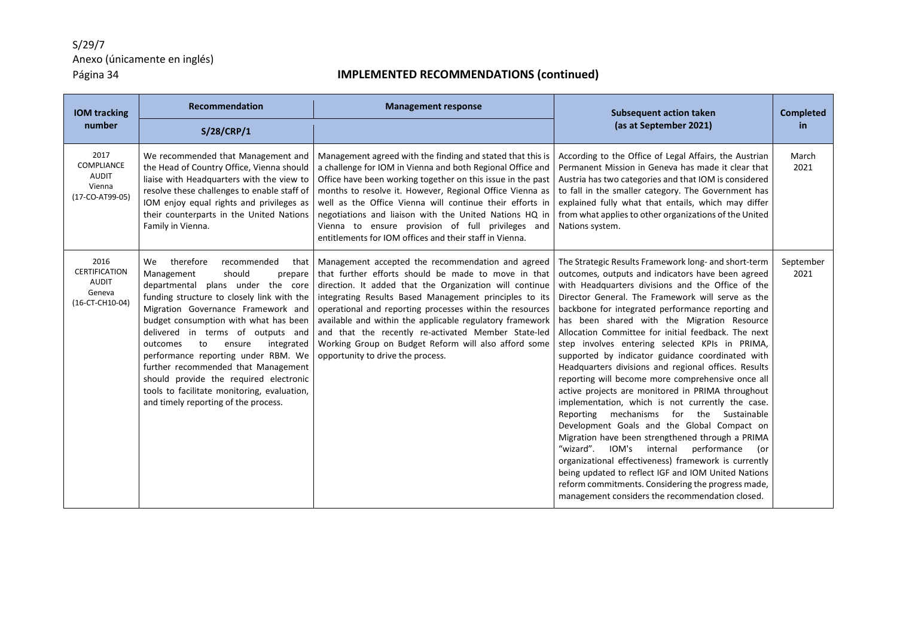## IMPLEMENTED RECOMMENDATIONS (continued)

| IOM tracking number | Recommendation S/28/CRP/1 | Management response | Subsequent action taken (as at September 2021) | Completed in |
|---|---|---|---|---|
| 2017 COMPLIANCE AUDIT Vienna (17-CO-AT99-05) | We recommended that Management and the Head of Country Office, Vienna should liaise with Headquarters with the view to resolve these challenges to enable staff of IOM enjoy equal rights and privileges as their counterparts in the United Nations Family in Vienna. | Management agreed with the finding and stated that this is a challenge for IOM in Vienna and both Regional Office and Office have been working together on this issue in the past months to resolve it. However, Regional Office Vienna as well as the Office Vienna will continue their efforts in negotiations and liaison with the United Nations HQ in Vienna to ensure provision of full privileges and entitlements for IOM offices and their staff in Vienna. | According to the Office of Legal Affairs, the Austrian Permanent Mission in Geneva has made it clear that Austria has two categories and that IOM is considered to fall in the smaller category. The Government has explained fully what that entails, which may differ from what applies to other organizations of the United Nations system. | March 2021 |
| 2016 CERTIFICATION AUDIT Geneva (16-CT-CH10-04) | We therefore recommended that Management should prepare departmental plans under the core funding structure to closely link with the Migration Governance Framework and budget consumption with what has been delivered in terms of outputs and outcomes to ensure integrated performance reporting under RBM. We further recommended that Management should provide the required electronic tools to facilitate monitoring, evaluation, and timely reporting of the process. | Management accepted the recommendation and agreed that further efforts should be made to move in that direction. It added that the Organization will continue integrating Results Based Management principles to its operational and reporting processes within the resources available and within the applicable regulatory framework and that the recently re-activated Member State-led Working Group on Budget Reform will also afford some opportunity to drive the process. | The Strategic Results Framework long- and short-term outcomes, outputs and indicators have been agreed with Headquarters divisions and the Office of the Director General. The Framework will serve as the backbone for integrated performance reporting and has been shared with the Migration Resource Allocation Committee for initial feedback. The next step involves entering selected KPIs in PRIMA, supported by indicator guidance coordinated with Headquarters divisions and regional offices. Results reporting will become more comprehensive once all active projects are monitored in PRIMA throughout implementation, which is not currently the case. Reporting mechanisms for the Sustainable Development Goals and the Global Compact on Migration have been strengthened through a PRIMA "wizard". IOM's internal performance (or organizational effectiveness) framework is currently being updated to reflect IGF and IOM United Nations reform commitments. Considering the progress made, management considers the recommendation closed. | September 2021 |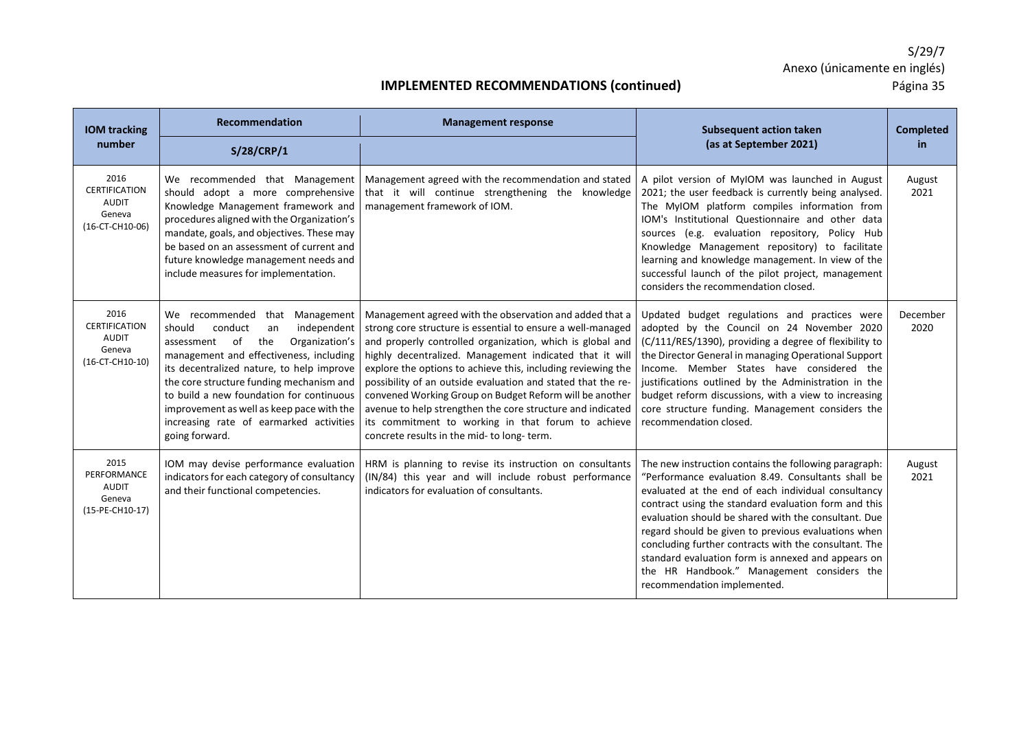## IMPLEMENTED RECOMMENDATIONS (continued)

| IOM tracking number | Recommendation<br>S/28/CRP/1 | Management response | Subsequent action taken (as at September 2021) | Completed in |
|---|---|---|---|---|
| 2016 CERTIFICATION AUDIT Geneva (16-CT-CH10-06) | We recommended that Management should adopt a more comprehensive Knowledge Management framework and procedures aligned with the Organization's mandate, goals, and objectives. These may be based on an assessment of current and future knowledge management needs and include measures for implementation. | Management agreed with the recommendation and stated that it will continue strengthening the knowledge management framework of IOM. | A pilot version of MyIOM was launched in August 2021; the user feedback is currently being analysed. The MyIOM platform compiles information from IOM's Institutional Questionnaire and other data sources (e.g. evaluation repository, Policy Hub Knowledge Management repository) to facilitate learning and knowledge management. In view of the successful launch of the pilot project, management considers the recommendation closed. | August 2021 |
| 2016 CERTIFICATION AUDIT Geneva (16-CT-CH10-10) | We recommended that Management should conduct an independent assessment of the Organization's management and effectiveness, including its decentralized nature, to help improve the core structure funding mechanism and to build a new foundation for continuous improvement as well as keep pace with the increasing rate of earmarked activities going forward. | Management agreed with the observation and added that a strong core structure is essential to ensure a well-managed and properly controlled organization, which is global and highly decentralized. Management indicated that it will explore the options to achieve this, including reviewing the possibility of an outside evaluation and stated that the re-convened Working Group on Budget Reform will be another avenue to help strengthen the core structure and indicated its commitment to working in that forum to achieve concrete results in the mid- to long- term. | Updated budget regulations and practices were adopted by the Council on 24 November 2020 (C/111/RES/1390), providing a degree of flexibility to the Director General in managing Operational Support Income. Member States have considered the justifications outlined by the Administration in the budget reform discussions, with a view to increasing core structure funding. Management considers the recommendation closed. | December 2020 |
| 2015 PERFORMANCE AUDIT Geneva (15-PE-CH10-17) | IOM may devise performance evaluation indicators for each category of consultancy and their functional competencies. | HRM is planning to revise its instruction on consultants (IN/84) this year and will include robust performance indicators for evaluation of consultants. | The new instruction contains the following paragraph: "Performance evaluation 8.49. Consultants shall be evaluated at the end of each individual consultancy contract using the standard evaluation form and this evaluation should be shared with the consultant. Due regard should be given to previous evaluations when concluding further contracts with the consultant. The standard evaluation form is annexed and appears on the HR Handbook." Management considers the recommendation implemented. | August 2021 |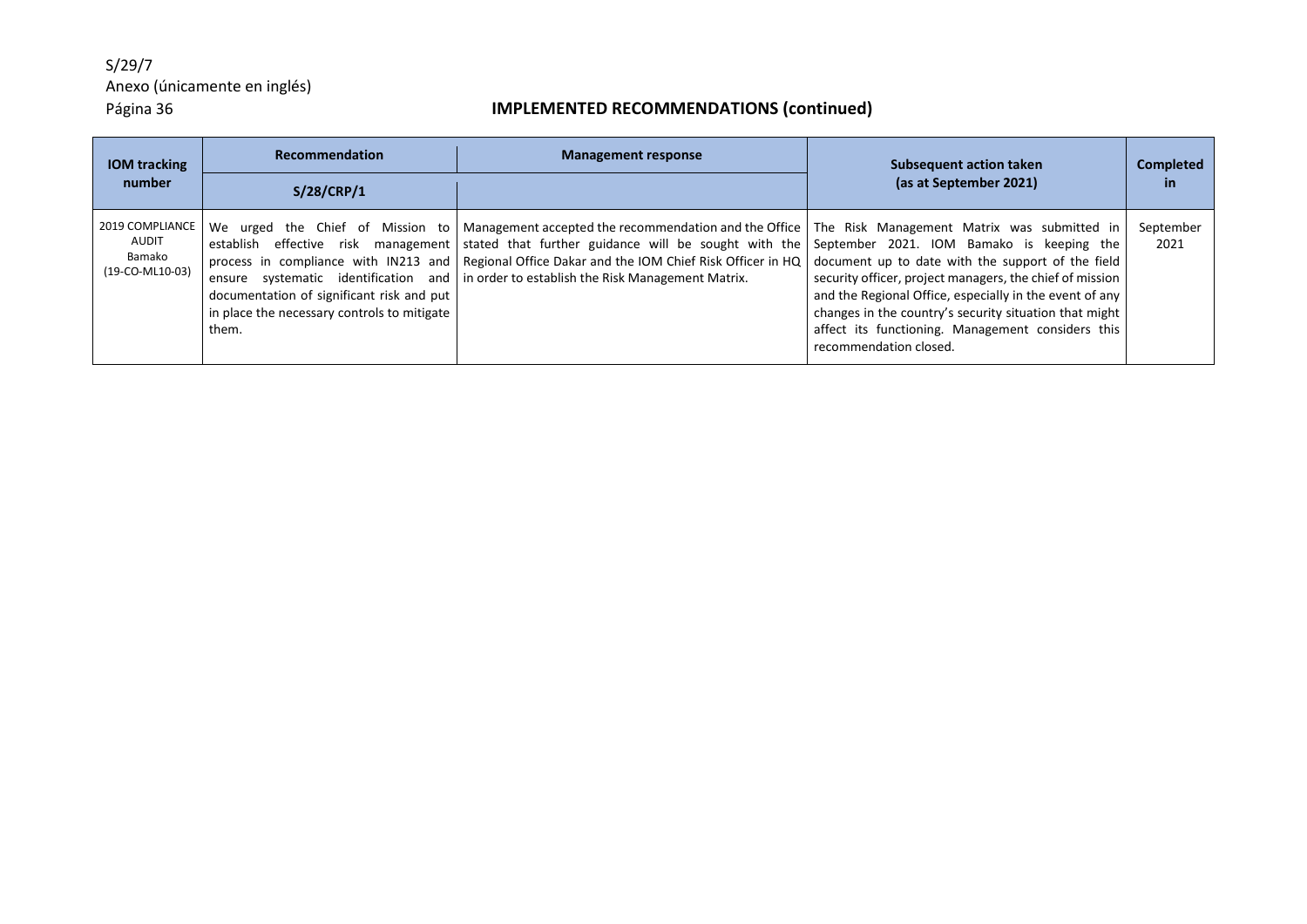## IMPLEMENTED RECOMMENDATIONS (continued)

| IOM tracking number | Recommendation S/28/CRP/1 | Management response | Subsequent action taken (as at September 2021) | Completed in |
|---|---|---|---|---|
| 2019 COMPLIANCE AUDIT Bamako (19-CO-ML10-03) | We urged the Chief of Mission to establish effective risk management process in compliance with IN213 and ensure systematic identification and documentation of significant risk and put in place the necessary controls to mitigate them. | Management accepted the recommendation and the Office stated that further guidance will be sought with the Regional Office Dakar and the IOM Chief Risk Officer in HQ in order to establish the Risk Management Matrix. | The Risk Management Matrix was submitted in September 2021. IOM Bamako is keeping the document up to date with the support of the field security officer, project managers, the chief of mission and the Regional Office, especially in the event of any changes in the country's security situation that might affect its functioning. Management considers this recommendation closed. | September 2021 |